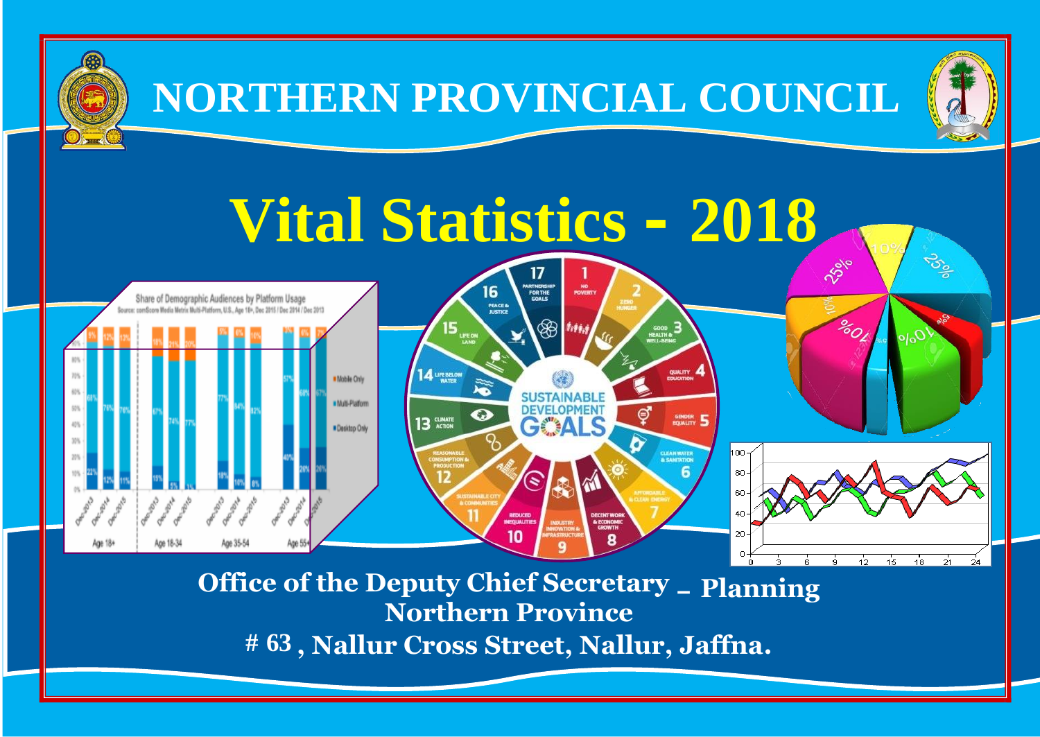# NORTHERN PROVINCIAL COUNCIL

# Vital Statistics - 2018

**Office of the Deputy Chief Secretary – Planning**
**Northern Province**
**# 63 , Nallur Cross Street, Nallur, Jaffna.**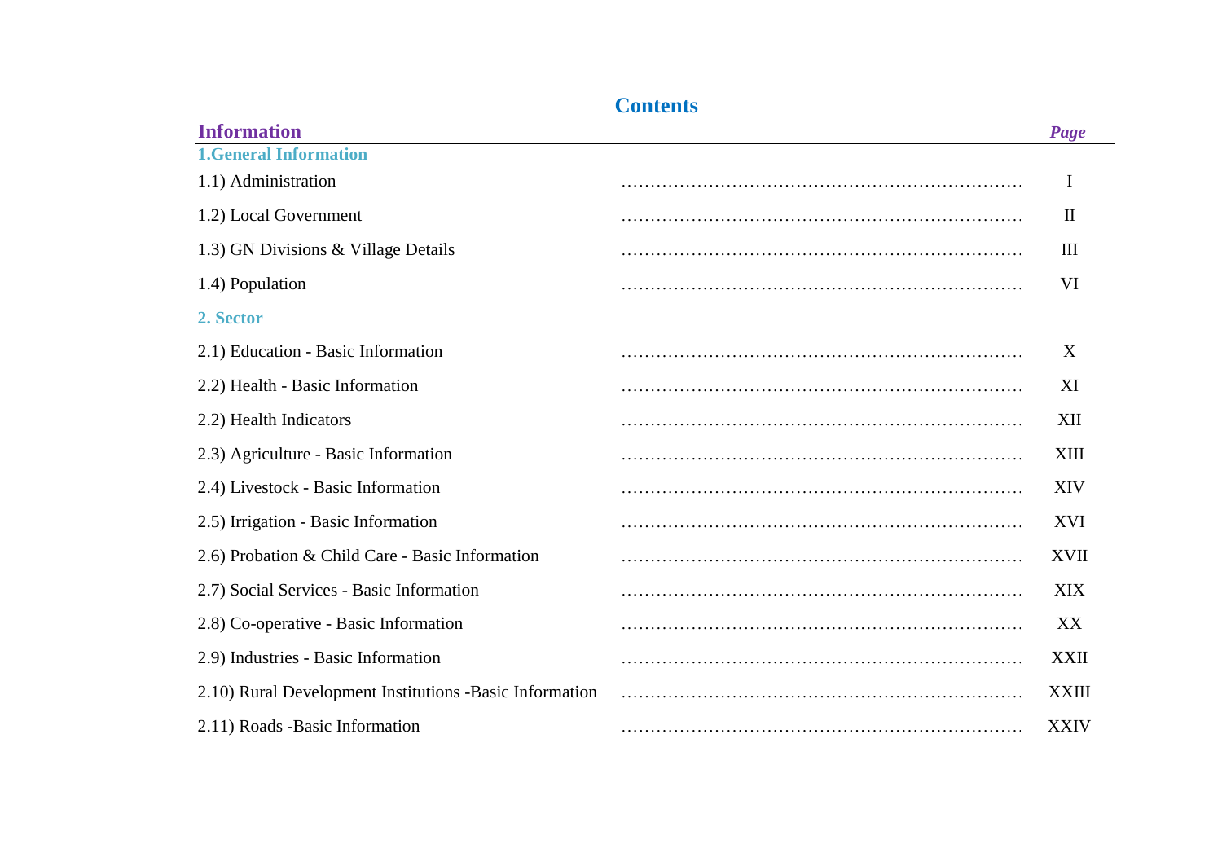# Contents

| Information | Page |
|---|---|
| **1.General Information** | |
| 1.1) Administration | I |
| 1.2) Local Government | II |
| 1.3) GN Divisions & Village Details | III |
| 1.4) Population | VI |
| **2. Sector** | |
| 2.1) Education - Basic Information | X |
| 2.2) Health - Basic Information | XI |
| 2.2) Health Indicators | XII |
| 2.3) Agriculture - Basic Information | XIII |
| 2.4) Livestock - Basic Information | XIV |
| 2.5) Irrigation - Basic Information | XVI |
| 2.6) Probation & Child Care - Basic Information | XVII |
| 2.7) Social Services - Basic Information | XIX |
| 2.8) Co-operative - Basic Information | XX |
| 2.9) Industries - Basic Information | XXII |
| 2.10) Rural Development Institutions -Basic Information | XXIII |
| 2.11) Roads -Basic Information | XXIV |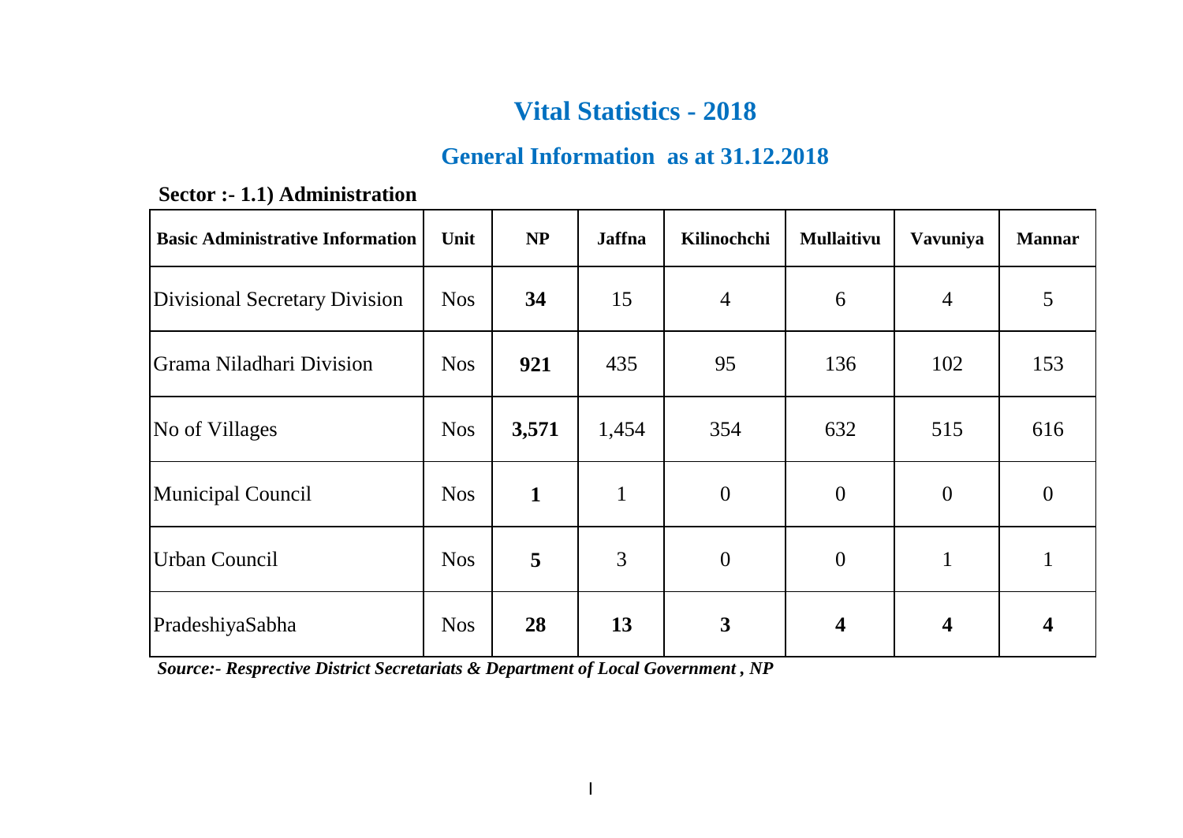# Vital Statistics - 2018

## General Information as at 31.12.2018

**Sector :- 1.1) Administration**

| Basic Administrative Information | Unit | NP | Jaffna | Kilinochchi | Mullaitivu | Vavuniya | Mannar |
|---|---|---|---|---|---|---|---|
| Divisional Secretary Division | Nos | **34** | 15 | 4 | 6 | 4 | 5 |
| Grama Niladhari Division | Nos | **921** | 435 | 95 | 136 | 102 | 153 |
| No of Villages | Nos | **3,571** | 1,454 | 354 | 632 | 515 | 616 |
| Municipal Council | Nos | **1** | 1 | 0 | 0 | 0 | 0 |
| Urban Council | Nos | **5** | 3 | 0 | 0 | 1 | 1 |
| PradeshiyaSabha | Nos | **28** | **13** | **3** | **4** | **4** | **4** |

***Source:- Resprective District Secretariats & Department of Local Government , NP***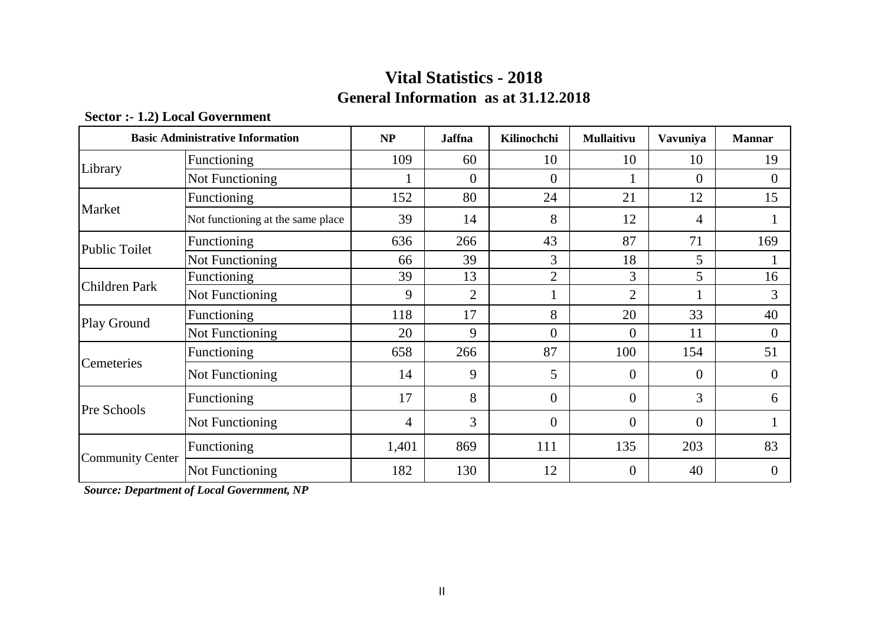# Vital Statistics - 2018

## General Information as at 31.12.2018

**Sector :- 1.2) Local Government**

| Basic Administrative Information | | NP | Jaffna | Kilinochchi | Mullaitivu | Vavuniya | Mannar |
|---|---|---|---|---|---|---|---|
| Library | Functioning | 109 | 60 | 10 | 10 | 10 | 19 |
| | Not Functioning | 1 | 0 | 0 | 1 | 0 | 0 |
| Market | Functioning | 152 | 80 | 24 | 21 | 12 | 15 |
| | Not functioning at the same place | 39 | 14 | 8 | 12 | 4 | 1 |
| Public Toilet | Functioning | 636 | 266 | 43 | 87 | 71 | 169 |
| | Not Functioning | 66 | 39 | 3 | 18 | 5 | 1 |
| Children Park | Functioning | 39 | 13 | 2 | 3 | 5 | 16 |
| | Not Functioning | 9 | 2 | 1 | 2 | 1 | 3 |
| Play Ground | Functioning | 118 | 17 | 8 | 20 | 33 | 40 |
| | Not Functioning | 20 | 9 | 0 | 0 | 11 | 0 |
| Cemeteries | Functioning | 658 | 266 | 87 | 100 | 154 | 51 |
| | Not Functioning | 14 | 9 | 5 | 0 | 0 | 0 |
| Pre Schools | Functioning | 17 | 8 | 0 | 0 | 3 | 6 |
| | Not Functioning | 4 | 3 | 0 | 0 | 0 | 1 |
| Community Center | Functioning | 1,401 | 869 | 111 | 135 | 203 | 83 |
| | Not Functioning | 182 | 130 | 12 | 0 | 40 | 0 |

***Source: Department of Local Government, NP***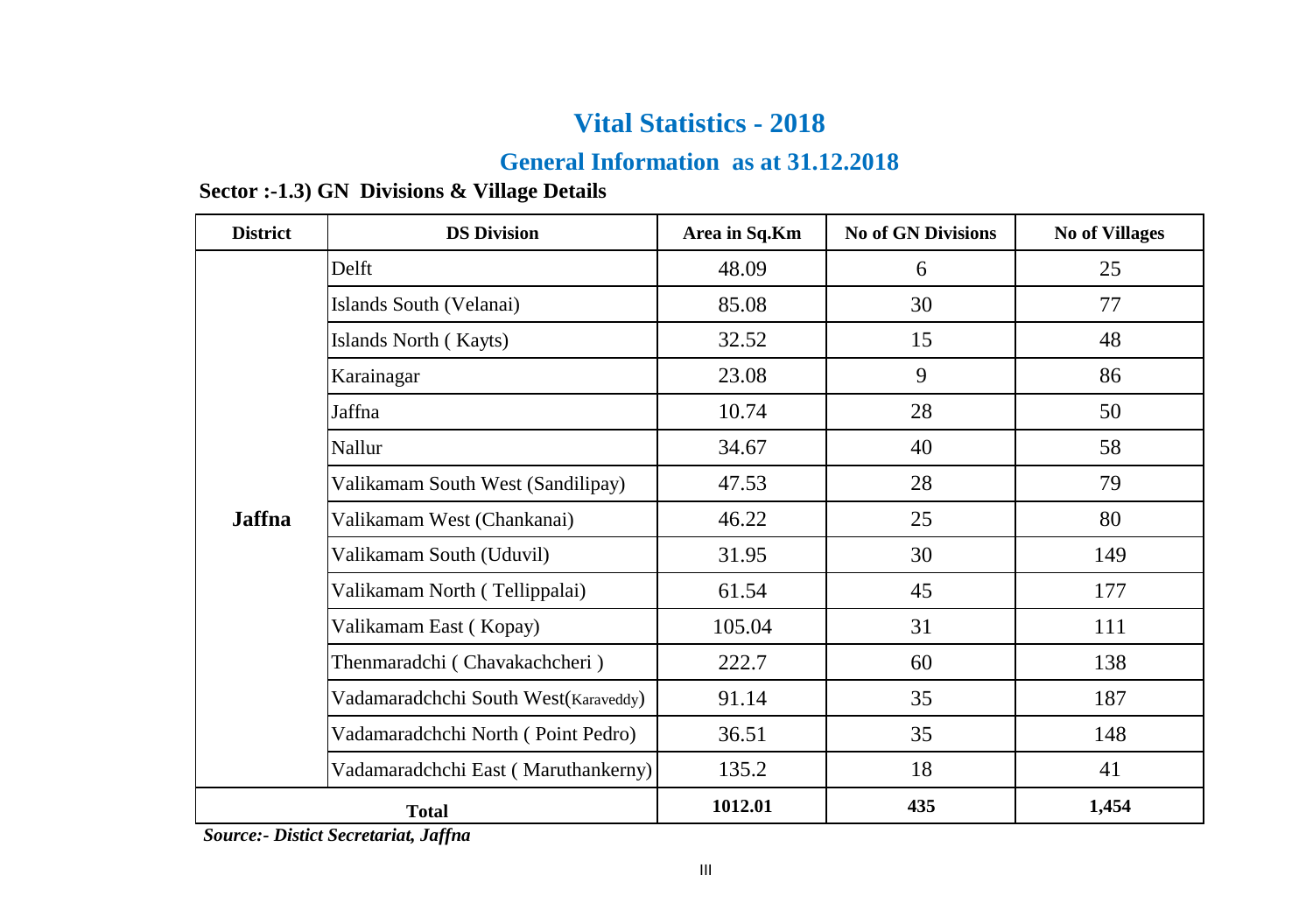# Vital Statistics - 2018

## General Information as at 31.12.2018

**Sector :-1.3) GN Divisions & Village Details**

| District | DS Division | Area in Sq.Km | No of GN Divisions | No of Villages |
|---|---|---|---|---|
| **Jaffna** | Delft | 48.09 | 6 | 25 |
| | Islands South (Velanai) | 85.08 | 30 | 77 |
| | Islands North ( Kayts) | 32.52 | 15 | 48 |
| | Karainagar | 23.08 | 9 | 86 |
| | Jaffna | 10.74 | 28 | 50 |
| | Nallur | 34.67 | 40 | 58 |
| | Valikamam South West (Sandilipay) | 47.53 | 28 | 79 |
| | Valikamam West (Chankanai) | 46.22 | 25 | 80 |
| | Valikamam South (Uduvil) | 31.95 | 30 | 149 |
| | Valikamam North ( Tellippalai) | 61.54 | 45 | 177 |
| | Valikamam East ( Kopay) | 105.04 | 31 | 111 |
| | Thenmaradchi ( Chavakachcheri ) | 222.7 | 60 | 138 |
| | Vadamaradchchi South West(Karaveddy) | 91.14 | 35 | 187 |
| | Vadamaradchchi North ( Point Pedro) | 36.51 | 35 | 148 |
| | Vadamaradchchi East ( Maruthankerny) | 135.2 | 18 | 41 |
| **Total** | | **1012.01** | **435** | **1,454** |

***Source:- Distict Secretariat, Jaffna***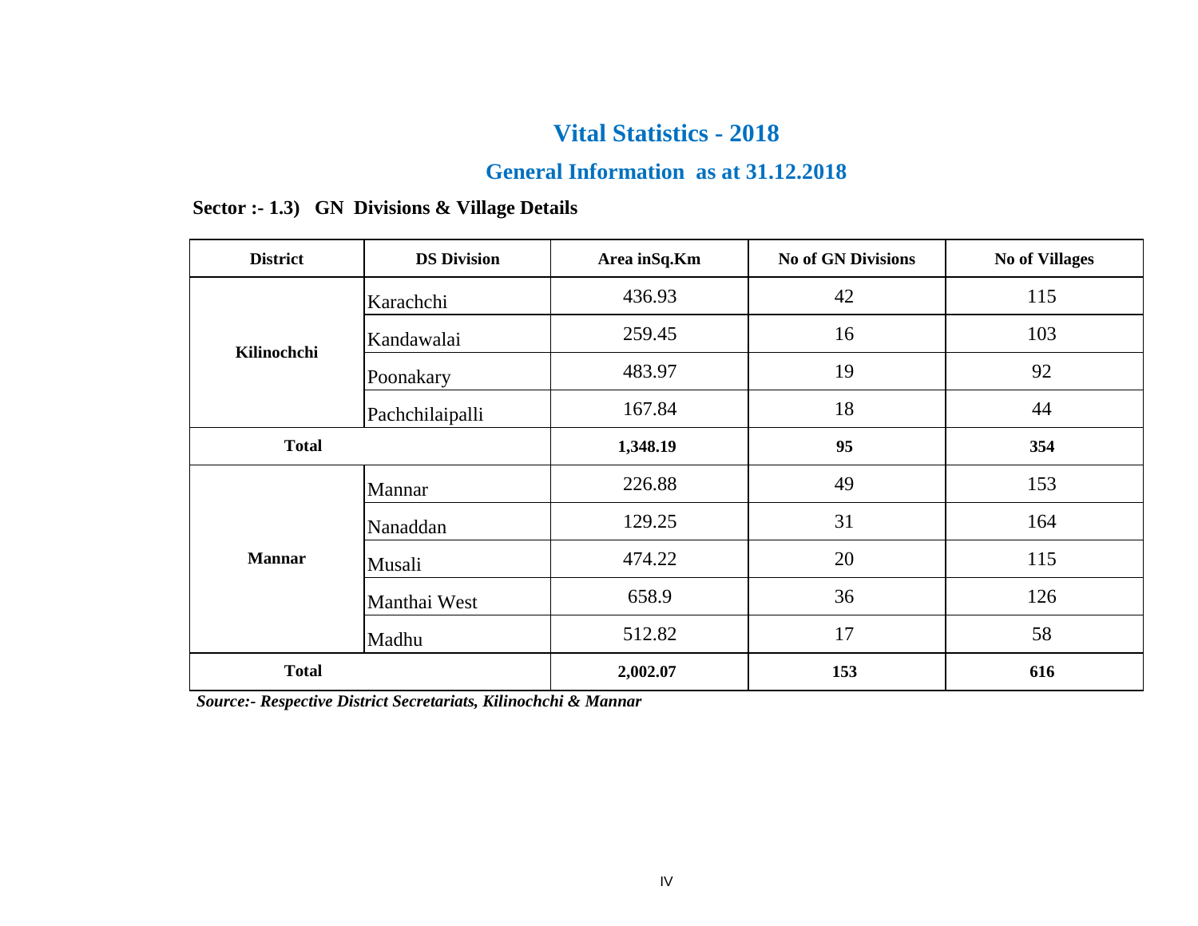# Vital Statistics - 2018

## General Information as at 31.12.2018

### Sector :- 1.3) GN Divisions & Village Details

| District | DS Division | Area inSq.Km | No of GN Divisions | No of Villages |
|---|---|---|---|---|
| Kilinochchi | Karachchi | 436.93 | 42 | 115 |
| | Kandawalai | 259.45 | 16 | 103 |
| | Poonakary | 483.97 | 19 | 92 |
| | Pachchilaipalli | 167.84 | 18 | 44 |
| **Total** | | **1,348.19** | **95** | **354** |
| Mannar | Mannar | 226.88 | 49 | 153 |
| | Nanaddan | 129.25 | 31 | 164 |
| | Musali | 474.22 | 20 | 115 |
| | Manthai West | 658.9 | 36 | 126 |
| | Madhu | 512.82 | 17 | 58 |
| **Total** | | **2,002.07** | **153** | **616** |

***Source:- Respective District Secretariats, Kilinochchi & Mannar***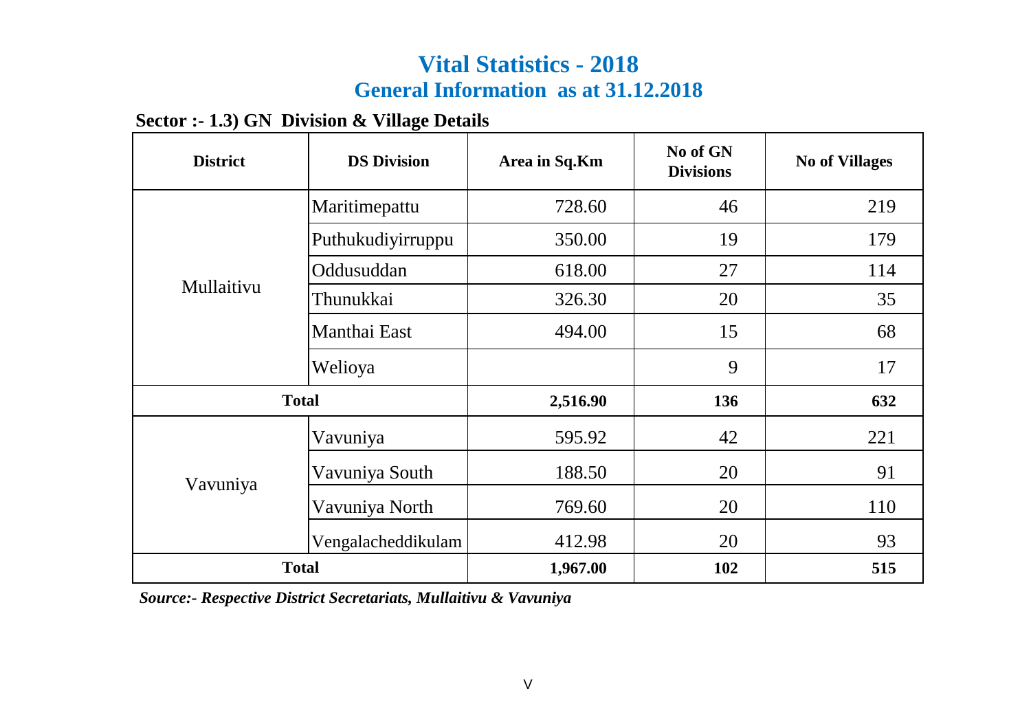# Vital Statistics - 2018

## General Information as at 31.12.2018

**Sector :- 1.3) GN Division & Village Details**

| District | DS Division | Area in Sq.Km | No of GN Divisions | No of Villages |
|---|---|---|---|---|
| Mullaitivu | Maritimepattu | 728.60 | 46 | 219 |
| | Puthukudiyirruppu | 350.00 | 19 | 179 |
| | Oddusuddan | 618.00 | 27 | 114 |
| | Thunukkai | 326.30 | 20 | 35 |
| | Manthai East | 494.00 | 15 | 68 |
| | Welioya | | 9 | 17 |
| **Total** | | **2,516.90** | **136** | **632** |
| Vavuniya | Vavuniya | 595.92 | 42 | 221 |
| | Vavuniya South | 188.50 | 20 | 91 |
| | Vavuniya North | 769.60 | 20 | 110 |
| | Vengalacheddikulam | 412.98 | 20 | 93 |
| **Total** | | **1,967.00** | **102** | **515** |

***Source:- Respective District Secretariats, Mullaitivu & Vavuniya***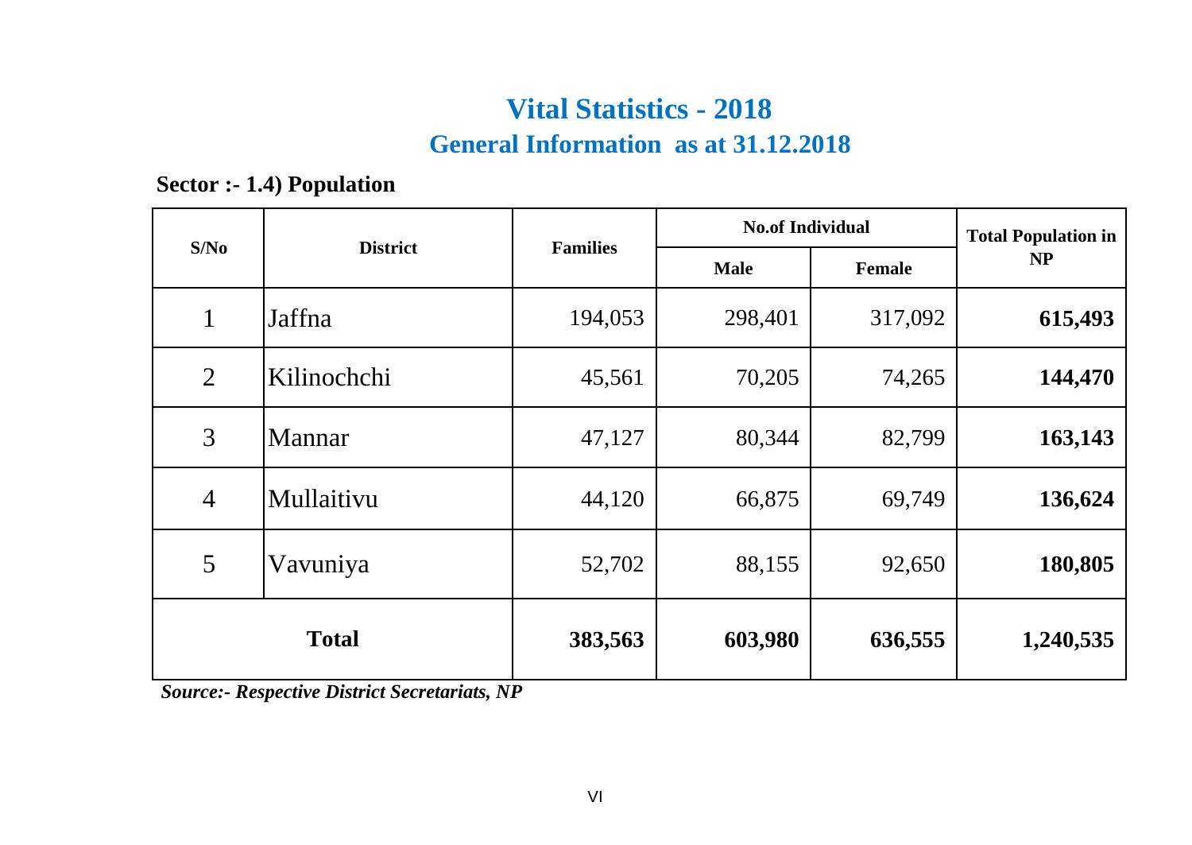# Vital Statistics - 2018

## General Information as at 31.12.2018

**Sector :- 1.4) Population**

| S/No | District | Families | No.of Individual | | Total Population in NP |
|---|---|---|---|---|---|
| | | | Male | Female | |
| 1 | Jaffna | 194,053 | 298,401 | 317,092 | **615,493** |
| 2 | Kilinochchi | 45,561 | 70,205 | 74,265 | **144,470** |
| 3 | Mannar | 47,127 | 80,344 | 82,799 | **163,143** |
| 4 | Mullaitivu | 44,120 | 66,875 | 69,749 | **136,624** |
| 5 | Vavuniya | 52,702 | 88,155 | 92,650 | **180,805** |
| **Total** | | **383,563** | **603,980** | **636,555** | **1,240,535** |

***Source:- Respective District Secretariats, NP***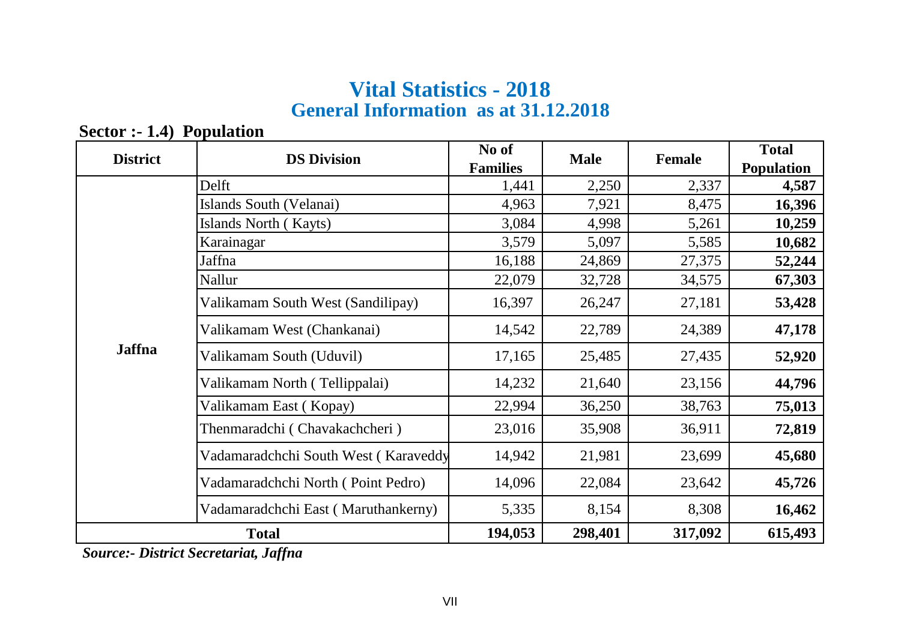# Vital Statistics - 2018
## General Information as at 31.12.2018

**Sector :- 1.4) Population**

| District | DS Division | No of Families | Male | Female | Total Population |
|---|---|---|---|---|---|
| Jaffna | Delft | 1,441 | 2,250 | 2,337 | **4,587** |
| | Islands South (Velanai) | 4,963 | 7,921 | 8,475 | **16,396** |
| | Islands North ( Kayts) | 3,084 | 4,998 | 5,261 | **10,259** |
| | Karainagar | 3,579 | 5,097 | 5,585 | **10,682** |
| | Jaffna | 16,188 | 24,869 | 27,375 | **52,244** |
| | Nallur | 22,079 | 32,728 | 34,575 | **67,303** |
| | Valikamam South West (Sandilipay) | 16,397 | 26,247 | 27,181 | **53,428** |
| | Valikamam West (Chankanai) | 14,542 | 22,789 | 24,389 | **47,178** |
| | Valikamam South (Uduvil) | 17,165 | 25,485 | 27,435 | **52,920** |
| | Valikamam North ( Tellippalai) | 14,232 | 21,640 | 23,156 | **44,796** |
| | Valikamam East ( Kopay) | 22,994 | 36,250 | 38,763 | **75,013** |
| | Thenmaradchi ( Chavakachcheri ) | 23,016 | 35,908 | 36,911 | **72,819** |
| | Vadamaradchchi South West ( Karaveddy | 14,942 | 21,981 | 23,699 | **45,680** |
| | Vadamaradchchi North ( Point Pedro) | 14,096 | 22,084 | 23,642 | **45,726** |
| | Vadamaradchchi East ( Maruthankerny) | 5,335 | 8,154 | 8,308 | **16,462** |
| **Total** | | **194,053** | **298,401** | **317,092** | **615,493** |

***Source:- District Secretariat, Jaffna***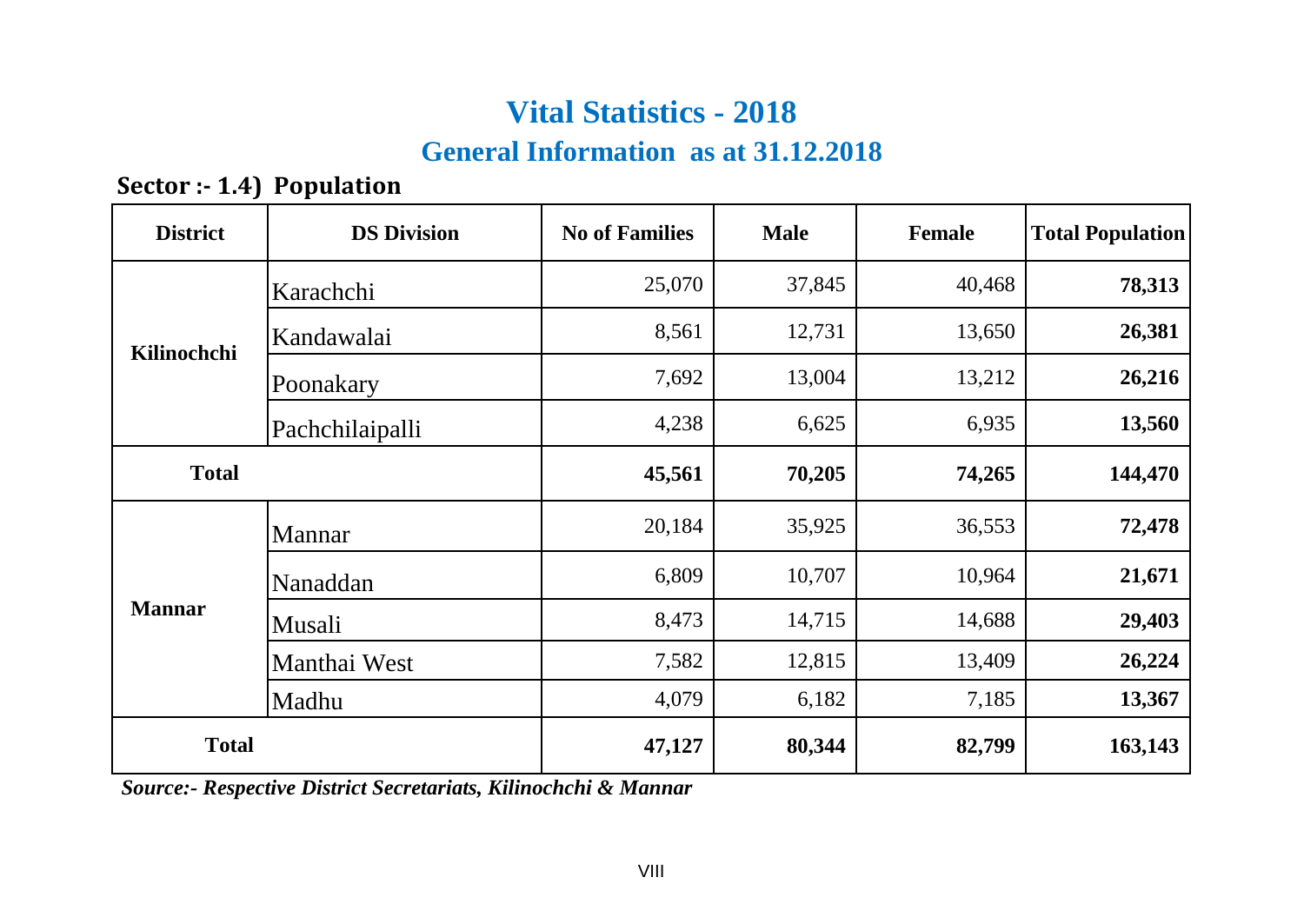# Vital Statistics - 2018

## General Information as at 31.12.2018

### Sector :- 1.4) Population

| District | DS Division | No of Families | Male | Female | Total Population |
|---|---|---|---|---|---|
| **Kilinochchi** | Karachchi | 25,070 | 37,845 | 40,468 | **78,313** |
| | Kandawalai | 8,561 | 12,731 | 13,650 | **26,381** |
| | Poonakary | 7,692 | 13,004 | 13,212 | **26,216** |
| | Pachchilaipalli | 4,238 | 6,625 | 6,935 | **13,560** |
| **Total** | | **45,561** | **70,205** | **74,265** | **144,470** |
| **Mannar** | Mannar | 20,184 | 35,925 | 36,553 | **72,478** |
| | Nanaddan | 6,809 | 10,707 | 10,964 | **21,671** |
| | Musali | 8,473 | 14,715 | 14,688 | **29,403** |
| | Manthai West | 7,582 | 12,815 | 13,409 | **26,224** |
| | Madhu | 4,079 | 6,182 | 7,185 | **13,367** |
| **Total** | | **47,127** | **80,344** | **82,799** | **163,143** |

***Source:- Respective District Secretariats, Kilinochchi & Mannar***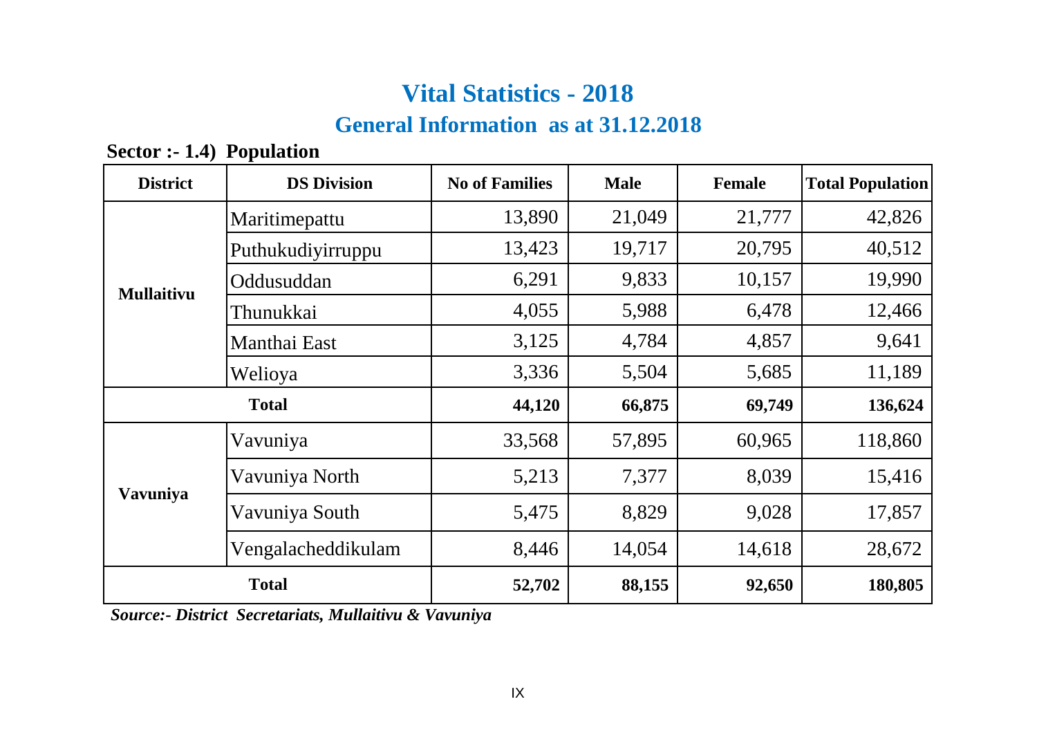# Vital Statistics - 2018

## General Information as at 31.12.2018

**Sector :- 1.4) Population**

| District | DS Division | No of Families | Male | Female | Total Population |
|---|---|---|---|---|---|
| Mullaitivu | Maritimepattu | 13,890 | 21,049 | 21,777 | 42,826 |
| | Puthukudiyirruppu | 13,423 | 19,717 | 20,795 | 40,512 |
| | Oddusuddan | 6,291 | 9,833 | 10,157 | 19,990 |
| | Thunukkai | 4,055 | 5,988 | 6,478 | 12,466 |
| | Manthai East | 3,125 | 4,784 | 4,857 | 9,641 |
| | Welioya | 3,336 | 5,504 | 5,685 | 11,189 |
| **Total** | | **44,120** | **66,875** | **69,749** | **136,624** |
| Vavuniya | Vavuniya | 33,568 | 57,895 | 60,965 | 118,860 |
| | Vavuniya North | 5,213 | 7,377 | 8,039 | 15,416 |
| | Vavuniya South | 5,475 | 8,829 | 9,028 | 17,857 |
| | Vengalacheddikulam | 8,446 | 14,054 | 14,618 | 28,672 |
| **Total** | | **52,702** | **88,155** | **92,650** | **180,805** |

***Source:- District Secretariats, Mullaitivu & Vavuniya***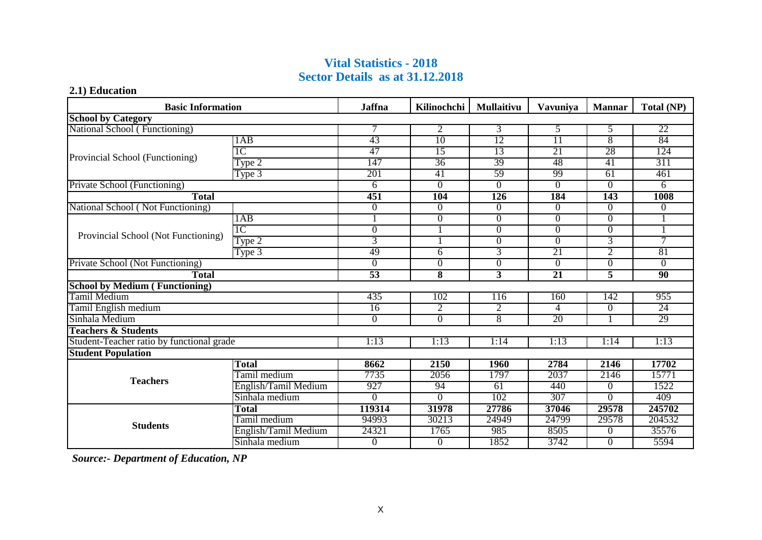# Vital Statistics - 2018
## Sector Details as at 31.12.2018

### 2.1) Education

| Basic Information | | Jaffna | Kilinochchi | Mullaitivu | Vavuniya | Mannar | Total (NP) |
|---|---|---|---|---|---|---|---|
| **School by Category** | | | | | | | |
| National School ( Functioning) | | 7 | 2 | 3 | 5 | 5 | 22 |
| Provincial School (Functioning) | 1AB | 43 | 10 | 12 | 11 | 8 | 84 |
| | 1C | 47 | 15 | 13 | 21 | 28 | 124 |
| | Type 2 | 147 | 36 | 39 | 48 | 41 | 311 |
| | Type 3 | 201 | 41 | 59 | 99 | 61 | 461 |
| Private School (Functioning) | | 6 | 0 | 0 | 0 | 0 | 6 |
| **Total** | | **451** | **104** | **126** | **184** | **143** | **1008** |
| National School ( Not Functioning) | | 0 | 0 | 0 | 0 | 0 | 0 |
| Provincial School (Not Functioning) | 1AB | 1 | 0 | 0 | 0 | 0 | 1 |
| | 1C | 0 | 1 | 0 | 0 | 0 | 1 |
| | Type 2 | 3 | 1 | 0 | 0 | 3 | 7 |
| | Type 3 | 49 | 6 | 3 | 21 | 2 | 81 |
| Private School (Not Functioning) | | 0 | 0 | 0 | 0 | 0 | 0 |
| **Total** | | **53** | **8** | **3** | **21** | **5** | **90** |
| **School by Medium ( Functioning)** | | | | | | | |
| Tamil Medium | | 435 | 102 | 116 | 160 | 142 | 955 |
| Tamil English medium | | 16 | 2 | 2 | 4 | 0 | 24 |
| Sinhala Medium | | 0 | 0 | 8 | 20 | 1 | 29 |
| **Teachers & Students** | | | | | | | |
| Student-Teacher ratio by functional grade | | 1:13 | 1:13 | 1:14 | 1:13 | 1:14 | 1:13 |
| **Student Population** | | | | | | | |
| **Teachers** | **Total** | **8662** | **2150** | **1960** | **2784** | **2146** | **17702** |
| | Tamil medium | 7735 | 2056 | 1797 | 2037 | 2146 | 15771 |
| | English/Tamil Medium | 927 | 94 | 61 | 440 | 0 | 1522 |
| | Sinhala medium | 0 | 0 | 102 | 307 | 0 | 409 |
| **Students** | **Total** | **119314** | **31978** | **27786** | **37046** | **29578** | **245702** |
| | Tamil medium | 94993 | 30213 | 24949 | 24799 | 29578 | 204532 |
| | English/Tamil Medium | 24321 | 1765 | 985 | 8505 | 0 | 35576 |
| | Sinhala medium | 0 | 0 | 1852 | 3742 | 0 | 5594 |

***Source:- Department of Education, NP***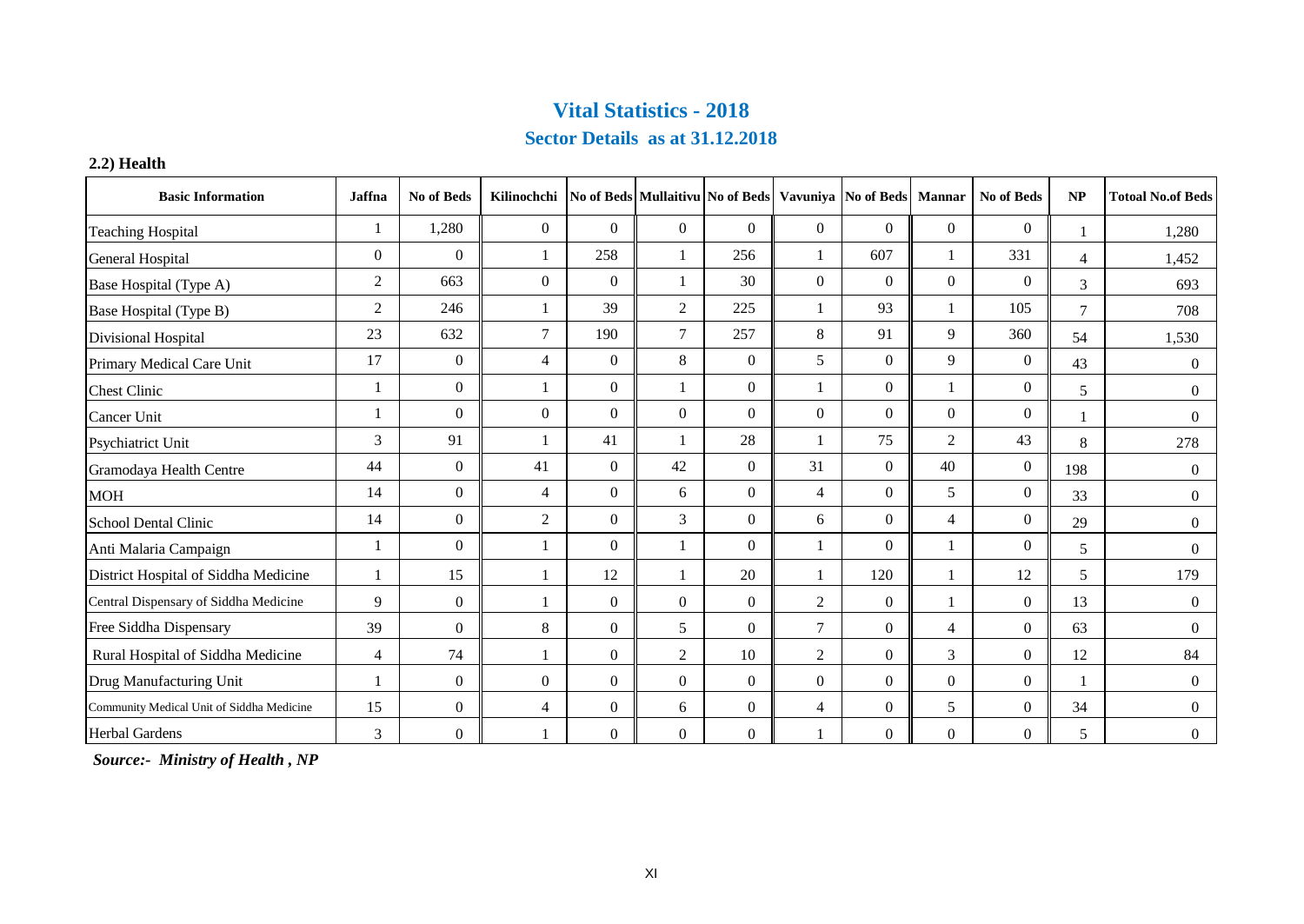# Vital Statistics - 2018

## Sector Details as at 31.12.2018

### 2.2) Health

| Basic Information | Jaffna | No of Beds | Kilinochchi | No of Beds | Mullaitivu | No of Beds | Vavuniya | No of Beds | Mannar | No of Beds | NP | Totoal No.of Beds |
|---|---|---|---|---|---|---|---|---|---|---|---|---|
| Teaching Hospital | 1 | 1,280 | 0 | 0 | 0 | 0 | 0 | 0 | 0 | 0 | 1 | 1,280 |
| General Hospital | 0 | 0 | 1 | 258 | 1 | 256 | 1 | 607 | 1 | 331 | 4 | 1,452 |
| Base Hospital (Type A) | 2 | 663 | 0 | 0 | 1 | 30 | 0 | 0 | 0 | 0 | 3 | 693 |
| Base Hospital (Type B) | 2 | 246 | 1 | 39 | 2 | 225 | 1 | 93 | 1 | 105 | 7 | 708 |
| Divisional Hospital | 23 | 632 | 7 | 190 | 7 | 257 | 8 | 91 | 9 | 360 | 54 | 1,530 |
| Primary Medical Care Unit | 17 | 0 | 4 | 0 | 8 | 0 | 5 | 0 | 9 | 0 | 43 | 0 |
| Chest Clinic | 1 | 0 | 1 | 0 | 1 | 0 | 1 | 0 | 1 | 0 | 5 | 0 |
| Cancer Unit | 1 | 0 | 0 | 0 | 0 | 0 | 0 | 0 | 0 | 0 | 1 | 0 |
| Psychiatrict Unit | 3 | 91 | 1 | 41 | 1 | 28 | 1 | 75 | 2 | 43 | 8 | 278 |
| Gramodaya Health Centre | 44 | 0 | 41 | 0 | 42 | 0 | 31 | 0 | 40 | 0 | 198 | 0 |
| MOH | 14 | 0 | 4 | 0 | 6 | 0 | 4 | 0 | 5 | 0 | 33 | 0 |
| School Dental Clinic | 14 | 0 | 2 | 0 | 3 | 0 | 6 | 0 | 4 | 0 | 29 | 0 |
| Anti Malaria Campaign | 1 | 0 | 1 | 0 | 1 | 0 | 1 | 0 | 1 | 0 | 5 | 0 |
| District Hospital of Siddha Medicine | 1 | 15 | 1 | 12 | 1 | 20 | 1 | 120 | 1 | 12 | 5 | 179 |
| Central Dispensary of Siddha Medicine | 9 | 0 | 1 | 0 | 0 | 0 | 2 | 0 | 1 | 0 | 13 | 0 |
| Free Siddha Dispensary | 39 | 0 | 8 | 0 | 5 | 0 | 7 | 0 | 4 | 0 | 63 | 0 |
| Rural Hospital of Siddha Medicine | 4 | 74 | 1 | 0 | 2 | 10 | 2 | 0 | 3 | 0 | 12 | 84 |
| Drug Manufacturing Unit | 1 | 0 | 0 | 0 | 0 | 0 | 0 | 0 | 0 | 0 | 1 | 0 |
| Community Medical Unit of Siddha Medicine | 15 | 0 | 4 | 0 | 6 | 0 | 4 | 0 | 5 | 0 | 34 | 0 |
| Herbal Gardens | 3 | 0 | 1 | 0 | 0 | 0 | 1 | 0 | 0 | 0 | 5 | 0 |

***Source:- Ministry of Health , NP***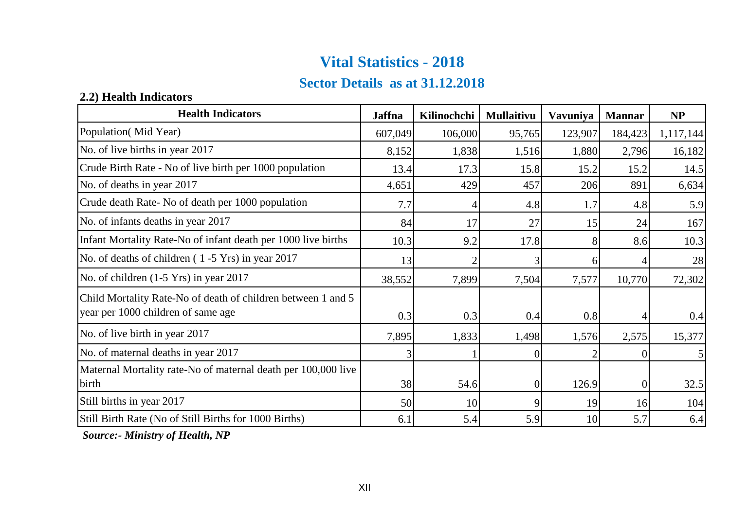# Vital Statistics - 2018

## Sector Details as at 31.12.2018

### 2.2) Health Indicators

| Health Indicators | Jaffna | Kilinochchi | Mullaitivu | Vavuniya | Mannar | NP |
|---|---|---|---|---|---|---|
| Population( Mid Year) | 607,049 | 106,000 | 95,765 | 123,907 | 184,423 | 1,117,144 |
| No. of live births in year 2017 | 8,152 | 1,838 | 1,516 | 1,880 | 2,796 | 16,182 |
| Crude Birth Rate - No of live birth per 1000 population | 13.4 | 17.3 | 15.8 | 15.2 | 15.2 | 14.5 |
| No. of deaths in year 2017 | 4,651 | 429 | 457 | 206 | 891 | 6,634 |
| Crude death Rate- No of death per 1000 population | 7.7 | 4 | 4.8 | 1.7 | 4.8 | 5.9 |
| No. of infants deaths in year 2017 | 84 | 17 | 27 | 15 | 24 | 167 |
| Infant Mortality Rate-No of infant death per 1000 live births | 10.3 | 9.2 | 17.8 | 8 | 8.6 | 10.3 |
| No. of deaths of children ( 1 -5 Yrs) in year 2017 | 13 | 2 | 3 | 6 | 4 | 28 |
| No. of children (1-5 Yrs) in year 2017 | 38,552 | 7,899 | 7,504 | 7,577 | 10,770 | 72,302 |
| Child Mortality Rate-No of death of children between 1 and 5 year per 1000 children of same age | 0.3 | 0.3 | 0.4 | 0.8 | 4 | 0.4 |
| No. of live birth in year 2017 | 7,895 | 1,833 | 1,498 | 1,576 | 2,575 | 15,377 |
| No. of maternal deaths in year 2017 | 3 | 1 | 0 | 2 | 0 | 5 |
| Maternal Mortality rate-No of maternal death per 100,000 live birth | 38 | 54.6 | 0 | 126.9 | 0 | 32.5 |
| Still births in year 2017 | 50 | 10 | 9 | 19 | 16 | 104 |
| Still Birth Rate (No of Still Births for 1000 Births) | 6.1 | 5.4 | 5.9 | 10 | 5.7 | 6.4 |

***Source:- Ministry of Health, NP***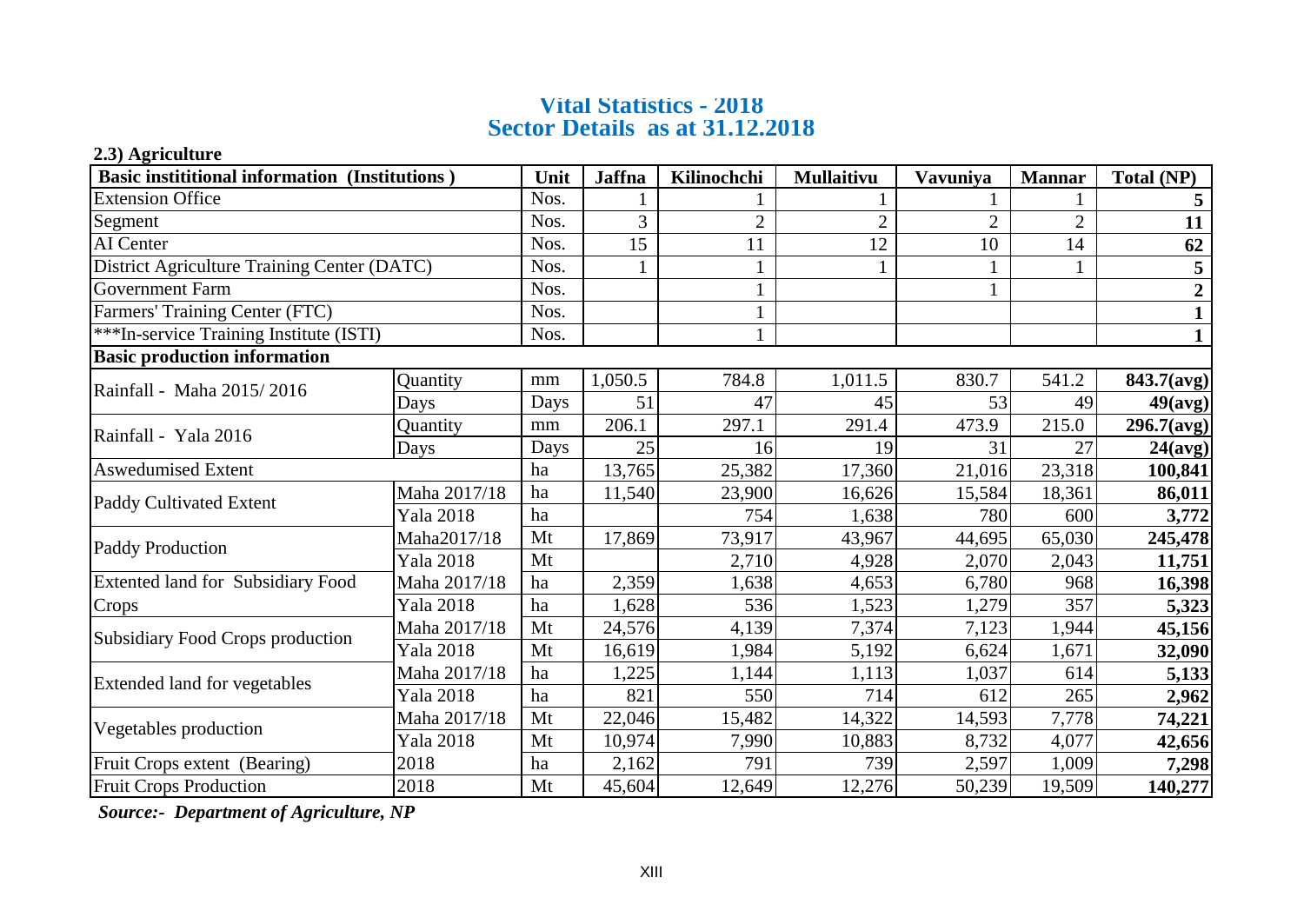# Vital Statistics - 2018
## Sector Details as at 31.12.2018

### 2.3) Agriculture

| Basic institutional information (Institutions ) | | Unit | Jaffna | Kilinochchi | Mullaitivu | Vavuniya | Mannar | Total (NP) |
|---|---|---|---|---|---|---|---|---|
| Extension Office | | Nos. | 1 | 1 | 1 | 1 | 1 | **5** |
| Segment | | Nos. | 3 | 2 | 2 | 2 | 2 | **11** |
| AI Center | | Nos. | 15 | 11 | 12 | 10 | 14 | **62** |
| District Agriculture Training Center (DATC) | | Nos. | 1 | 1 | 1 | 1 | 1 | **5** |
| Government Farm | | Nos. | | 1 | | 1 | | **2** |
| Farmers' Training Center (FTC) | | Nos. | | 1 | | | | **1** |
| ***In-service Training Institute (ISTI) | | Nos. | | 1 | | | | **1** |
| **Basic production information** | | | | | | | | |
| Rainfall - Maha 2015/ 2016 | Quantity | mm | 1,050.5 | 784.8 | 1,011.5 | 830.7 | 541.2 | **843.7(avg)** |
| | Days | Days | 51 | 47 | 45 | 53 | 49 | **49(avg)** |
| Rainfall - Yala 2016 | Quantity | mm | 206.1 | 297.1 | 291.4 | 473.9 | 215.0 | **296.7(avg)** |
| | Days | Days | 25 | 16 | 19 | 31 | 27 | **24(avg)** |
| Aswedumised Extent | | ha | 13,765 | 25,382 | 17,360 | 21,016 | 23,318 | **100,841** |
| Paddy Cultivated Extent | Maha 2017/18 | ha | 11,540 | 23,900 | 16,626 | 15,584 | 18,361 | **86,011** |
| | Yala 2018 | ha | | 754 | 1,638 | 780 | 600 | **3,772** |
| Paddy Production | Maha2017/18 | Mt | 17,869 | 73,917 | 43,967 | 44,695 | 65,030 | **245,478** |
| | Yala 2018 | Mt | | 2,710 | 4,928 | 2,070 | 2,043 | **11,751** |
| Extented land for Subsidiary Food Crops | Maha 2017/18 | ha | 2,359 | 1,638 | 4,653 | 6,780 | 968 | **16,398** |
| | Yala 2018 | ha | 1,628 | 536 | 1,523 | 1,279 | 357 | **5,323** |
| Subsidiary Food Crops production | Maha 2017/18 | Mt | 24,576 | 4,139 | 7,374 | 7,123 | 1,944 | **45,156** |
| | Yala 2018 | Mt | 16,619 | 1,984 | 5,192 | 6,624 | 1,671 | **32,090** |
| Extended land for vegetables | Maha 2017/18 | ha | 1,225 | 1,144 | 1,113 | 1,037 | 614 | **5,133** |
| | Yala 2018 | ha | 821 | 550 | 714 | 612 | 265 | **2,962** |
| Vegetables production | Maha 2017/18 | Mt | 22,046 | 15,482 | 14,322 | 14,593 | 7,778 | **74,221** |
| | Yala 2018 | Mt | 10,974 | 7,990 | 10,883 | 8,732 | 4,077 | **42,656** |
| Fruit Crops extent (Bearing) | 2018 | ha | 2,162 | 791 | 739 | 2,597 | 1,009 | **7,298** |
| Fruit Crops Production | 2018 | Mt | 45,604 | 12,649 | 12,276 | 50,239 | 19,509 | **140,277** |

***Source:- Department of Agriculture, NP***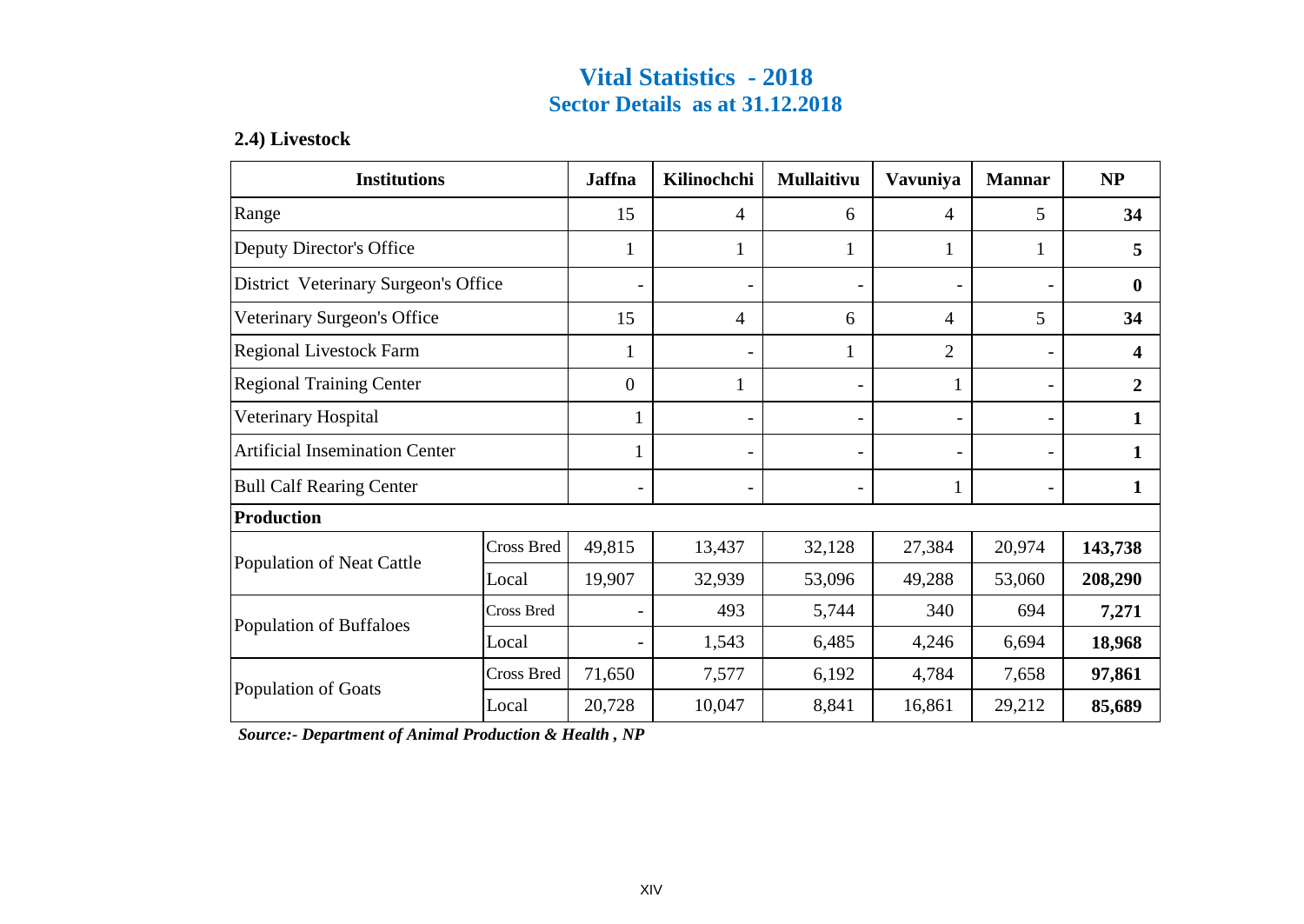# Vital Statistics - 2018
## Sector Details as at 31.12.2018

### 2.4) Livestock

| Institutions | | Jaffna | Kilinochchi | Mullaitivu | Vavuniya | Mannar | NP |
|---|---|---|---|---|---|---|---|
| Range | | 15 | 4 | 6 | 4 | 5 | **34** |
| Deputy Director's Office | | 1 | 1 | 1 | 1 | 1 | **5** |
| District Veterinary Surgeon's Office | | - | - | - | - | - | **0** |
| Veterinary Surgeon's Office | | 15 | 4 | 6 | 4 | 5 | **34** |
| Regional Livestock Farm | | 1 | - | 1 | 2 | - | **4** |
| Regional Training Center | | 0 | 1 | - | 1 | - | **2** |
| Veterinary Hospital | | 1 | - | - | - | - | **1** |
| Artificial Insemination Center | | 1 | - | - | - | - | **1** |
| Bull Calf Rearing Center | | - | - | - | 1 | - | **1** |
| **Production** | | | | | | | |
| Population of Neat Cattle | Cross Bred | 49,815 | 13,437 | 32,128 | 27,384 | 20,974 | **143,738** |
| | Local | 19,907 | 32,939 | 53,096 | 49,288 | 53,060 | **208,290** |
| Population of Buffaloes | Cross Bred | - | 493 | 5,744 | 340 | 694 | **7,271** |
| | Local | - | 1,543 | 6,485 | 4,246 | 6,694 | **18,968** |
| Population of Goats | Cross Bred | 71,650 | 7,577 | 6,192 | 4,784 | 7,658 | **97,861** |
| | Local | 20,728 | 10,047 | 8,841 | 16,861 | 29,212 | **85,689** |

***Source:- Department of Animal Production & Health , NP***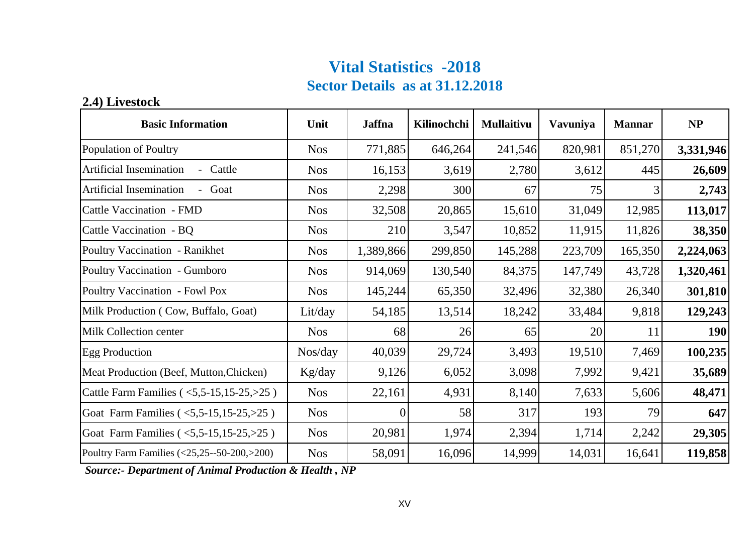# Vital Statistics -2018

## Sector Details as at 31.12.2018

### 2.4) Livestock

| Basic Information | Unit | Jaffna | Kilinochchi | Mullaitivu | Vavuniya | Mannar | NP |
|---|---|---|---|---|---|---|---|
| Population of Poultry | Nos | 771,885 | 646,264 | 241,546 | 820,981 | 851,270 | **3,331,946** |
| Artificial Insemination - Cattle | Nos | 16,153 | 3,619 | 2,780 | 3,612 | 445 | **26,609** |
| Artificial Insemination - Goat | Nos | 2,298 | 300 | 67 | 75 | 3 | **2,743** |
| Cattle Vaccination - FMD | Nos | 32,508 | 20,865 | 15,610 | 31,049 | 12,985 | **113,017** |
| Cattle Vaccination - BQ | Nos | 210 | 3,547 | 10,852 | 11,915 | 11,826 | **38,350** |
| Poultry Vaccination - Ranikhet | Nos | 1,389,866 | 299,850 | 145,288 | 223,709 | 165,350 | **2,224,063** |
| Poultry Vaccination - Gumboro | Nos | 914,069 | 130,540 | 84,375 | 147,749 | 43,728 | **1,320,461** |
| Poultry Vaccination - Fowl Pox | Nos | 145,244 | 65,350 | 32,496 | 32,380 | 26,340 | **301,810** |
| Milk Production ( Cow, Buffalo, Goat) | Lit/day | 54,185 | 13,514 | 18,242 | 33,484 | 9,818 | **129,243** |
| Milk Collection center | Nos | 68 | 26 | 65 | 20 | 11 | **190** |
| Egg Production | Nos/day | 40,039 | 29,724 | 3,493 | 19,510 | 7,469 | **100,235** |
| Meat Production (Beef, Mutton,Chicken) | Kg/day | 9,126 | 6,052 | 3,098 | 7,992 | 9,421 | **35,689** |
| Cattle Farm Families ( <5,5-15,15-25,>25 ) | Nos | 22,161 | 4,931 | 8,140 | 7,633 | 5,606 | **48,471** |
| Goat Farm Families ( <5,5-15,15-25,>25 ) | Nos | 0 | 58 | 317 | 193 | 79 | **647** |
| Goat Farm Families ( <5,5-15,15-25,>25 ) | Nos | 20,981 | 1,974 | 2,394 | 1,714 | 2,242 | **29,305** |
| Poultry Farm Families (<25,25--50-200,>200) | Nos | 58,091 | 16,096 | 14,999 | 14,031 | 16,641 | **119,858** |

***Source:- Department of Animal Production & Health , NP***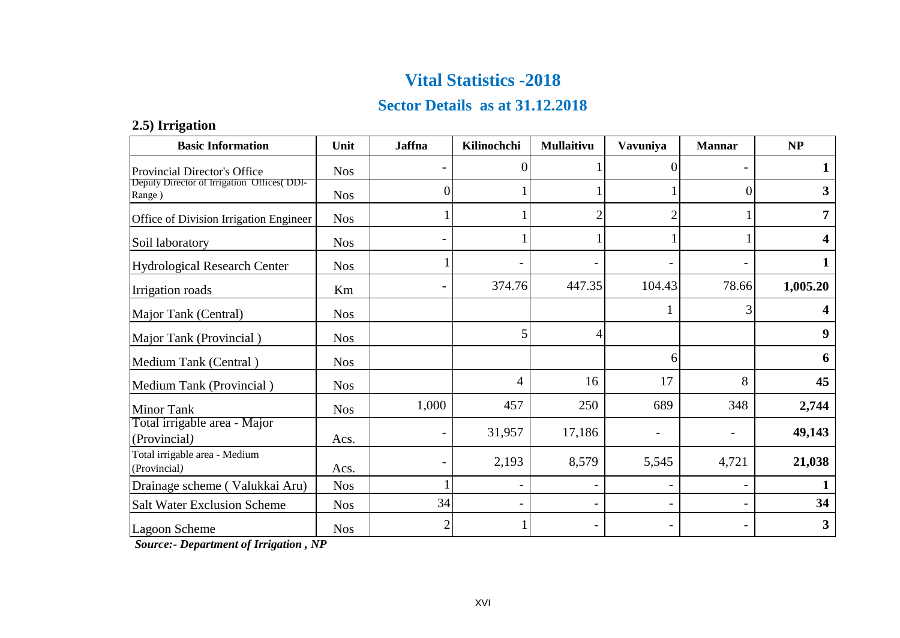# Vital Statistics -2018

## Sector Details as at 31.12.2018

### 2.5) Irrigation

| Basic Information | Unit | Jaffna | Kilinochchi | Mullaitivu | Vavuniya | Mannar | NP |
|---|---|---|---|---|---|---|---|
| Provincial Director's Office | Nos | - | 0 | 1 | 0 | - | **1** |
| Deputy Director of Irrigation Offices( DDI-Range ) | Nos | 0 | 1 | 1 | 1 | 0 | **3** |
| Office of Division Irrigation Engineer | Nos | 1 | 1 | 2 | 2 | 1 | **7** |
| Soil laboratory | Nos | - | 1 | 1 | 1 | 1 | **4** |
| Hydrological Research Center | Nos | 1 | - | - | - | - | **1** |
| Irrigation roads | Km | - | 374.76 | 447.35 | 104.43 | 78.66 | **1,005.20** |
| Major Tank (Central) | Nos | | | | 1 | 3 | **4** |
| Major Tank (Provincial ) | Nos | | 5 | 4 | | | **9** |
| Medium Tank (Central ) | Nos | | | | 6 | | **6** |
| Medium Tank (Provincial ) | Nos | | 4 | 16 | 17 | 8 | **45** |
| Minor Tank | Nos | 1,000 | 457 | 250 | 689 | 348 | **2,744** |
| Total irrigable area - Major (Provincial) | Acs. | - | 31,957 | 17,186 | - | - | **49,143** |
| Total irrigable area - Medium (Provincial) | Acs. | - | 2,193 | 8,579 | 5,545 | 4,721 | **21,038** |
| Drainage scheme ( Valukkai Aru) | Nos | 1 | - | - | - | - | **1** |
| Salt Water Exclusion Scheme | Nos | 34 | - | - | - | - | **34** |
| Lagoon Scheme | Nos | 2 | 1 | - | - | - | **3** |

***Source:- Department of Irrigation , NP***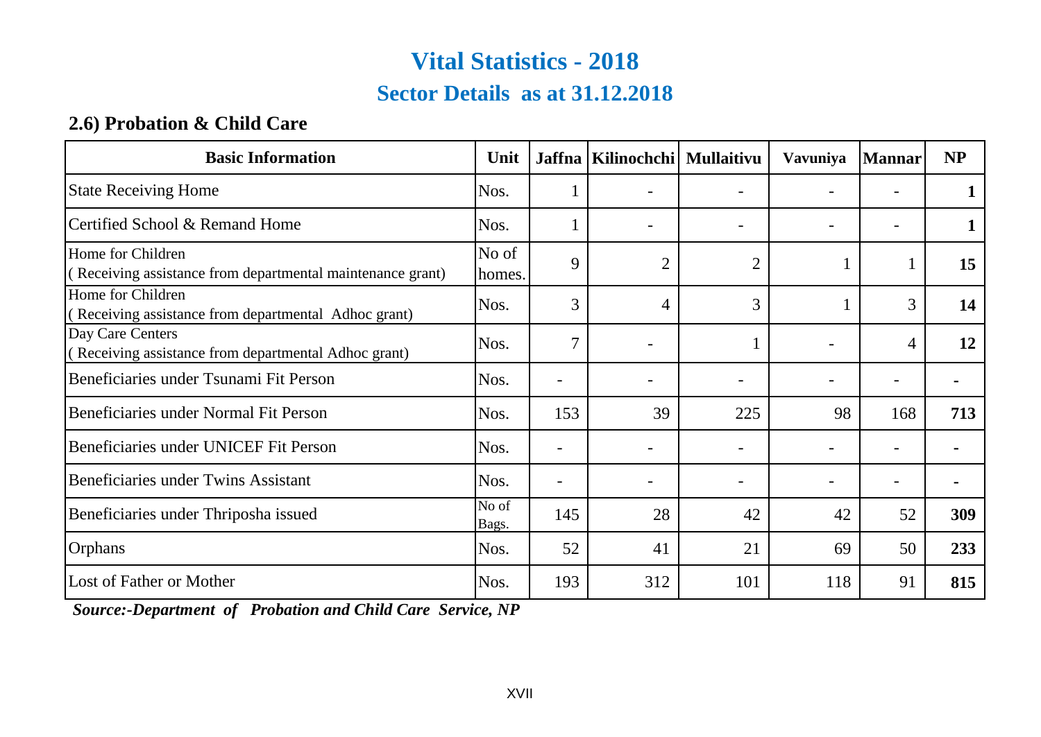# Vital Statistics - 2018

## Sector Details as at 31.12.2018

### 2.6) Probation & Child Care

| Basic Information | Unit | Jaffna | Kilinochchi | Mullaitivu | Vavuniya | Mannar | NP |
|---|---|---|---|---|---|---|---|
| State Receiving Home | Nos. | 1 | - | - | - | - | **1** |
| Certified School & Remand Home | Nos. | 1 | - | - | - | - | **1** |
| Home for Children ( Receiving assistance from departmental maintenance grant) | No of homes. | 9 | 2 | 2 | 1 | 1 | **15** |
| Home for Children ( Receiving assistance from departmental Adhoc grant) | Nos. | 3 | 4 | 3 | 1 | 3 | **14** |
| Day Care Centers ( Receiving assistance from departmental Adhoc grant) | Nos. | 7 | - | 1 | - | 4 | **12** |
| Beneficiaries under Tsunami Fit Person | Nos. | - | - | - | - | - | **-** |
| Beneficiaries under Normal Fit Person | Nos. | 153 | 39 | 225 | 98 | 168 | **713** |
| Beneficiaries under UNICEF Fit Person | Nos. | - | - | - | - | - | **-** |
| Beneficiaries under Twins Assistant | Nos. | - | - | - | - | - | **-** |
| Beneficiaries under Thriposha issued | No of Bags. | 145 | 28 | 42 | 42 | 52 | **309** |
| Orphans | Nos. | 52 | 41 | 21 | 69 | 50 | **233** |
| Lost of Father or Mother | Nos. | 193 | 312 | 101 | 118 | 91 | **815** |

***Source:-Department of Probation and Child Care Service, NP***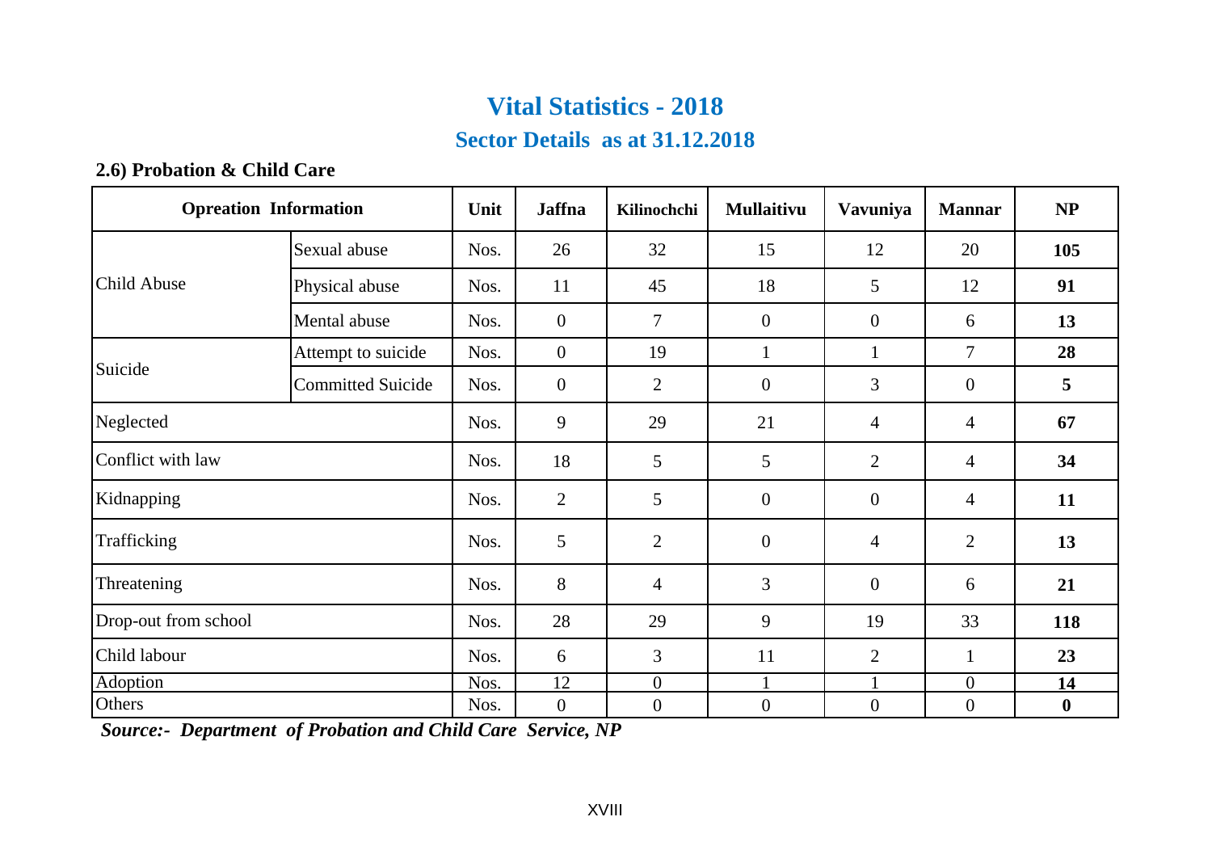# Vital Statistics - 2018

## Sector Details as at 31.12.2018

### 2.6) Probation & Child Care

| Opreation Information | | Unit | Jaffna | Kilinochchi | Mullaitivu | Vavuniya | Mannar | NP |
|---|---|---|---|---|---|---|---|---|
| Child Abuse | Sexual abuse | Nos. | 26 | 32 | 15 | 12 | 20 | **105** |
| | Physical abuse | Nos. | 11 | 45 | 18 | 5 | 12 | **91** |
| | Mental abuse | Nos. | 0 | 7 | 0 | 0 | 6 | **13** |
| Suicide | Attempt to suicide | Nos. | 0 | 19 | 1 | 1 | 7 | **28** |
| | Committed Suicide | Nos. | 0 | 2 | 0 | 3 | 0 | **5** |
| Neglected | | Nos. | 9 | 29 | 21 | 4 | 4 | **67** |
| Conflict with law | | Nos. | 18 | 5 | 5 | 2 | 4 | **34** |
| Kidnapping | | Nos. | 2 | 5 | 0 | 0 | 4 | **11** |
| Trafficking | | Nos. | 5 | 2 | 0 | 4 | 2 | **13** |
| Threatening | | Nos. | 8 | 4 | 3 | 0 | 6 | **21** |
| Drop-out from school | | Nos. | 28 | 29 | 9 | 19 | 33 | **118** |
| Child labour | | Nos. | 6 | 3 | 11 | 2 | 1 | **23** |
| Adoption | | Nos. | 12 | 0 | 1 | 1 | 0 | **14** |
| Others | | Nos. | 0 | 0 | 0 | 0 | 0 | **0** |

***Source:- Department of Probation and Child Care Service, NP***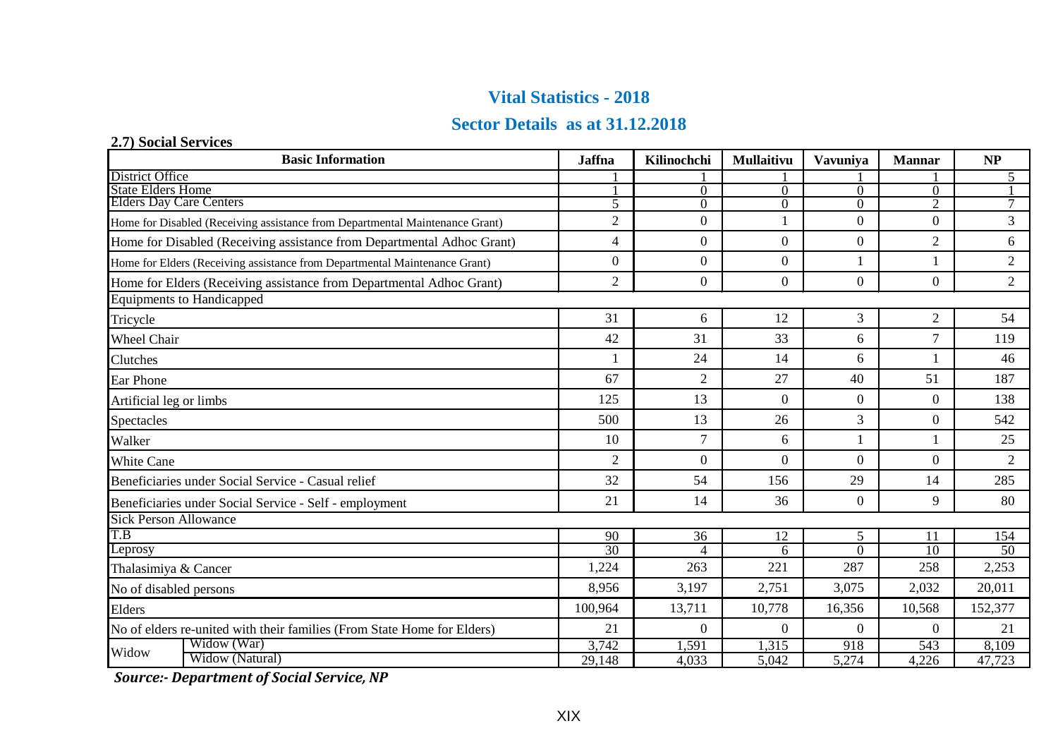# Vital Statistics - 2018

## Sector Details as at 31.12.2018

### 2.7) Social Services

| Basic Information | | Jaffna | Kilinochchi | Mullaitivu | Vavuniya | Mannar | NP |
|---|---|---|---|---|---|---|---|
| District Office | | 1 | 1 | 1 | 1 | 1 | 5 |
| State Elders Home | | 1 | 0 | 0 | 0 | 0 | 1 |
| Elders Day Care Centers | | 5 | 0 | 0 | 0 | 2 | 7 |
| Home for Disabled (Receiving assistance from Departmental Maintenance Grant) | | 2 | 0 | 1 | 0 | 0 | 3 |
| Home for Disabled (Receiving assistance from Departmental Adhoc Grant) | | 4 | 0 | 0 | 0 | 2 | 6 |
| Home for Elders (Receiving assistance from Departmental Maintenance Grant) | | 0 | 0 | 0 | 1 | 1 | 2 |
| Home for Elders (Receiving assistance from Departmental Adhoc Grant) | | 2 | 0 | 0 | 0 | 0 | 2 |
| Equipments to Handicapped | | | | | | | |
| Tricycle | | 31 | 6 | 12 | 3 | 2 | 54 |
| Wheel Chair | | 42 | 31 | 33 | 6 | 7 | 119 |
| Clutches | | 1 | 24 | 14 | 6 | 1 | 46 |
| Ear Phone | | 67 | 2 | 27 | 40 | 51 | 187 |
| Artificial leg or limbs | | 125 | 13 | 0 | 0 | 0 | 138 |
| Spectacles | | 500 | 13 | 26 | 3 | 0 | 542 |
| Walker | | 10 | 7 | 6 | 1 | 1 | 25 |
| White Cane | | 2 | 0 | 0 | 0 | 0 | 2 |
| Beneficiaries under Social Service - Casual relief | | 32 | 54 | 156 | 29 | 14 | 285 |
| Beneficiaries under Social Service - Self - employment | | 21 | 14 | 36 | 0 | 9 | 80 |
| Sick Person Allowance | | | | | | | |
| T.B | | 90 | 36 | 12 | 5 | 11 | 154 |
| Leprosy | | 30 | 4 | 6 | 0 | 10 | 50 |
| Thalasimiya & Cancer | | 1,224 | 263 | 221 | 287 | 258 | 2,253 |
| No of disabled persons | | 8,956 | 3,197 | 2,751 | 3,075 | 2,032 | 20,011 |
| Elders | | 100,964 | 13,711 | 10,778 | 16,356 | 10,568 | 152,377 |
| No of elders re-united with their families (From State Home for Elders) | | 21 | 0 | 0 | 0 | 0 | 21 |
| Widow | Widow (War) | 3,742 | 1,591 | 1,315 | 918 | 543 | 8,109 |
| | Widow (Natural) | 29,148 | 4,033 | 5,042 | 5,274 | 4,226 | 47,723 |

***Source:- Department of Social Service, NP***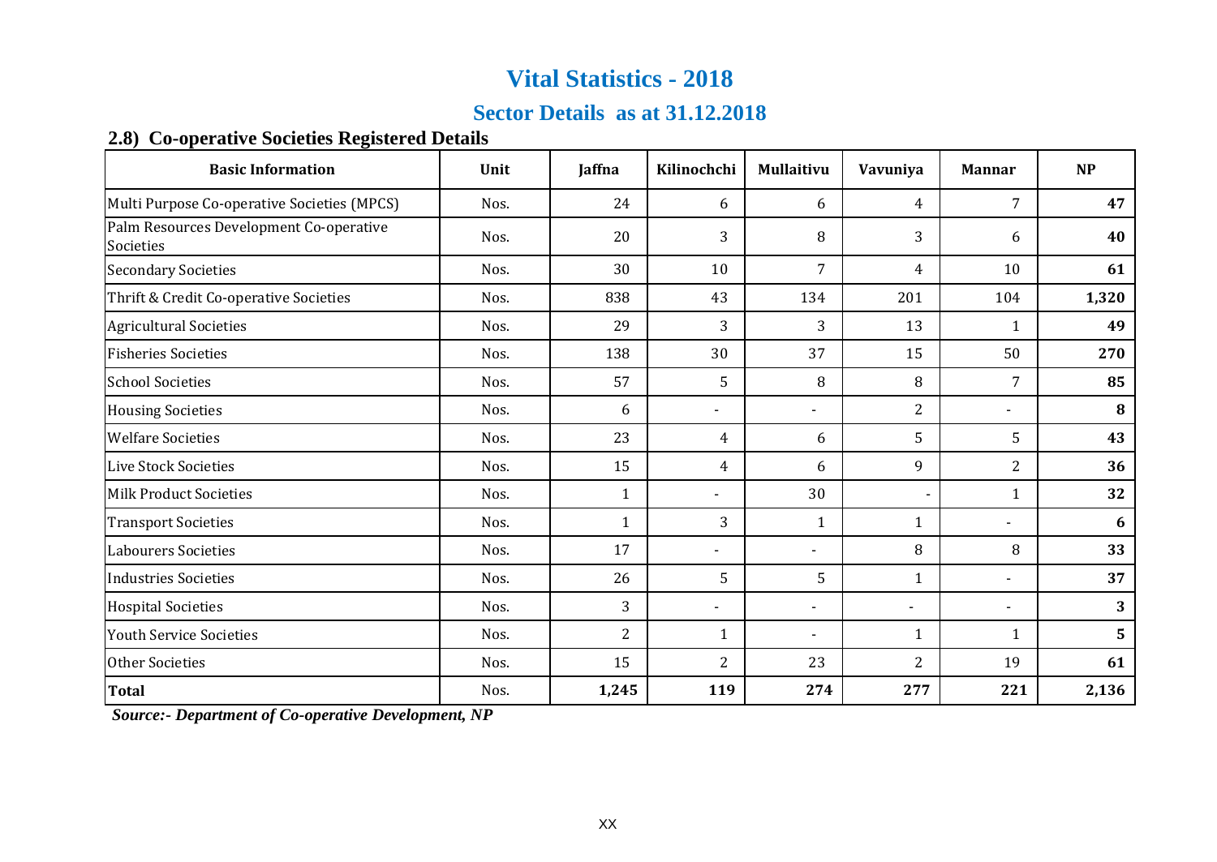# Vital Statistics - 2018

## Sector Details as at 31.12.2018

### 2.8) Co-operative Societies Registered Details

| Basic Information | Unit | Jaffna | Kilinochchi | Mullaitivu | Vavuniya | Mannar | NP |
|---|---|---|---|---|---|---|---|
| Multi Purpose Co-operative Societies (MPCS) | Nos. | 24 | 6 | 6 | 4 | 7 | **47** |
| Palm Resources Development Co-operative Societies | Nos. | 20 | 3 | 8 | 3 | 6 | **40** |
| Secondary Societies | Nos. | 30 | 10 | 7 | 4 | 10 | **61** |
| Thrift & Credit Co-operative Societies | Nos. | 838 | 43 | 134 | 201 | 104 | **1,320** |
| Agricultural Societies | Nos. | 29 | 3 | 3 | 13 | 1 | **49** |
| Fisheries Societies | Nos. | 138 | 30 | 37 | 15 | 50 | **270** |
| School Societies | Nos. | 57 | 5 | 8 | 8 | 7 | **85** |
| Housing Societies | Nos. | 6 | - | - | 2 | - | **8** |
| Welfare Societies | Nos. | 23 | 4 | 6 | 5 | 5 | **43** |
| Live Stock Societies | Nos. | 15 | 4 | 6 | 9 | 2 | **36** |
| Milk Product Societies | Nos. | 1 | - | 30 | - | 1 | **32** |
| Transport Societies | Nos. | 1 | 3 | 1 | 1 | - | **6** |
| Labourers Societies | Nos. | 17 | - | - | 8 | 8 | **33** |
| Industries Societies | Nos. | 26 | 5 | 5 | 1 | - | **37** |
| Hospital Societies | Nos. | 3 | - | - | - | - | **3** |
| Youth Service Societies | Nos. | 2 | 1 | - | 1 | 1 | **5** |
| Other Societies | Nos. | 15 | 2 | 23 | 2 | 19 | **61** |
| **Total** | Nos. | **1,245** | **119** | **274** | **277** | **221** | **2,136** |

***Source:- Department of Co-operative Development, NP***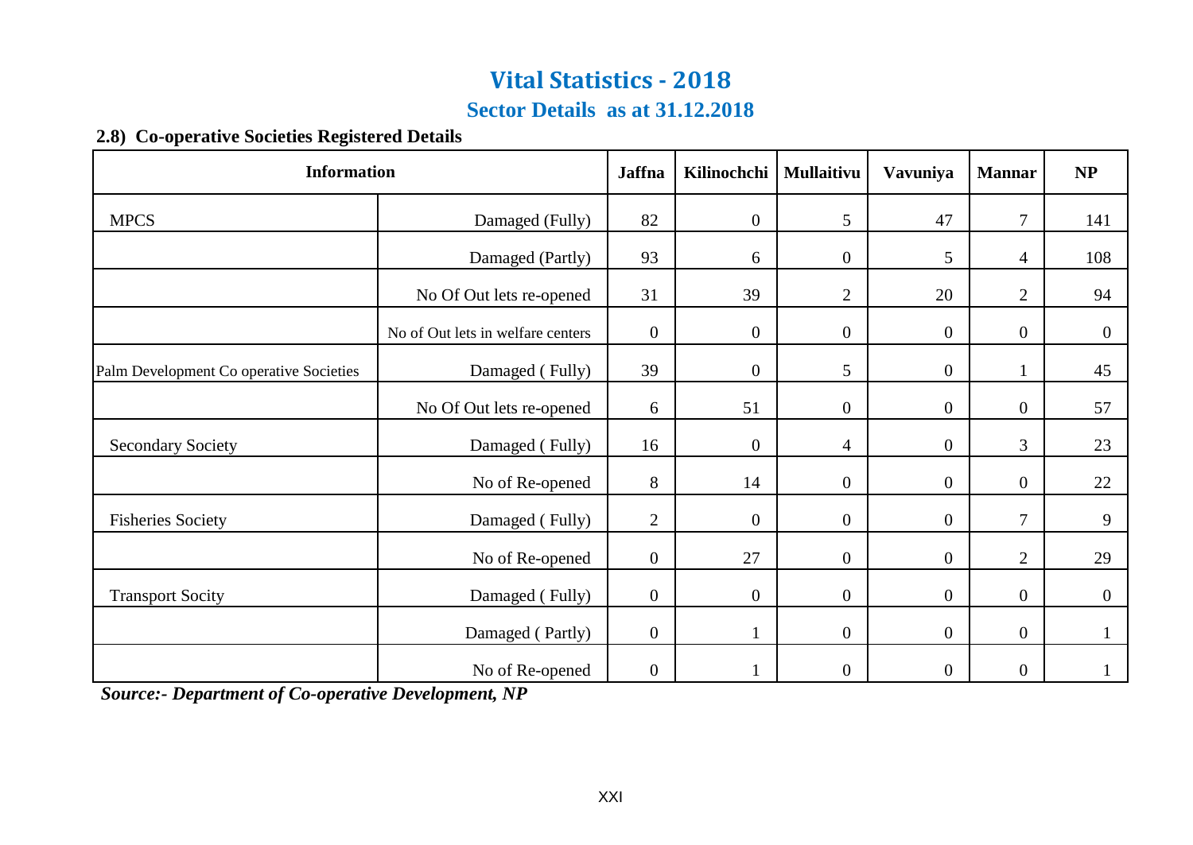# Vital Statistics - 2018

## Sector Details as at 31.12.2018

### 2.8) Co-operative Societies Registered Details

| Information | | Jaffna | Kilinochchi | Mullaitivu | Vavuniya | Mannar | NP |
|---|---|---|---|---|---|---|---|
| MPCS | Damaged (Fully) | 82 | 0 | 5 | 47 | 7 | 141 |
| | Damaged (Partly) | 93 | 6 | 0 | 5 | 4 | 108 |
| | No Of Out lets re-opened | 31 | 39 | 2 | 20 | 2 | 94 |
| | No of Out lets in welfare centers | 0 | 0 | 0 | 0 | 0 | 0 |
| Palm Development Co operative Societies | Damaged ( Fully) | 39 | 0 | 5 | 0 | 1 | 45 |
| | No Of Out lets re-opened | 6 | 51 | 0 | 0 | 0 | 57 |
| Secondary Society | Damaged ( Fully) | 16 | 0 | 4 | 0 | 3 | 23 |
| | No of Re-opened | 8 | 14 | 0 | 0 | 0 | 22 |
| Fisheries Society | Damaged ( Fully) | 2 | 0 | 0 | 0 | 7 | 9 |
| | No of Re-opened | 0 | 27 | 0 | 0 | 2 | 29 |
| Transport Socity | Damaged ( Fully) | 0 | 0 | 0 | 0 | 0 | 0 |
| | Damaged ( Partly) | 0 | 1 | 0 | 0 | 0 | 1 |
| | No of Re-opened | 0 | 1 | 0 | 0 | 0 | 1 |

***Source:- Department of Co-operative Development, NP***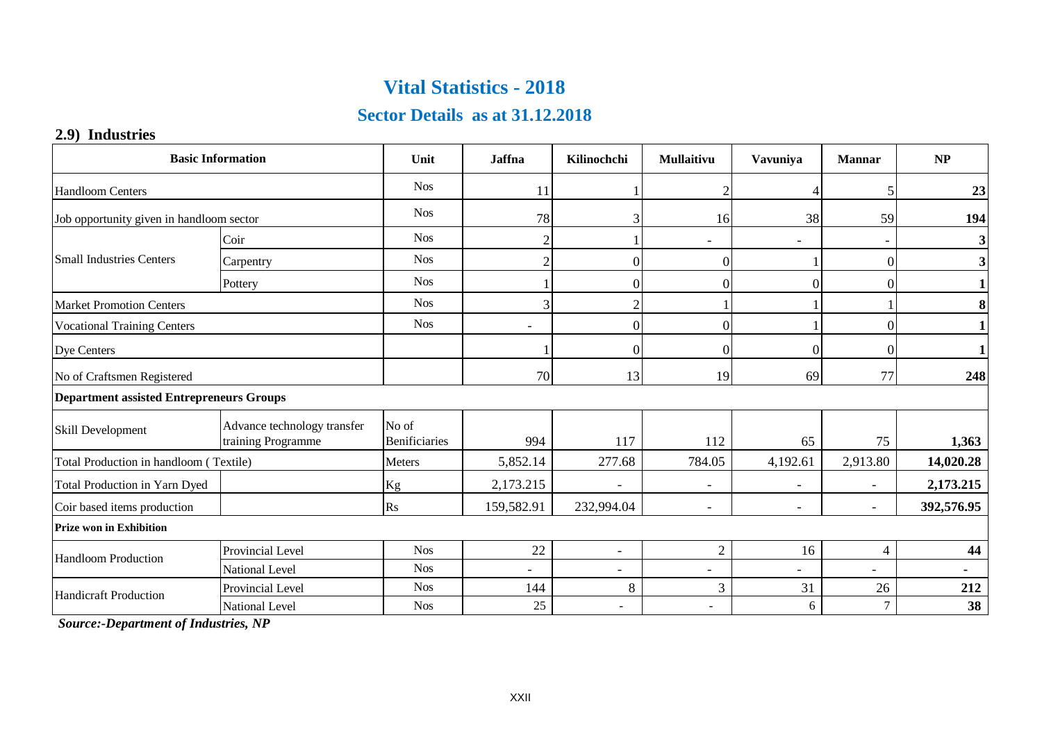# Vital Statistics - 2018

## Sector Details as at 31.12.2018

### 2.9) Industries

| Basic Information | | Unit | Jaffna | Kilinochchi | Mullaitivu | Vavuniya | Mannar | NP |
|---|---|---|---|---|---|---|---|---|
| Handloom Centers | | Nos | 11 | 1 | 2 | 4 | 5 | **23** |
| Job opportunity given in handloom sector | | Nos | 78 | 3 | 16 | 38 | 59 | **194** |
| Small Industries Centers | Coir | Nos | 2 | 1 | - | - | - | **3** |
| | Carpentry | Nos | 2 | 0 | 0 | 1 | 0 | **3** |
| | Pottery | Nos | 1 | 0 | 0 | 0 | 0 | **1** |
| Market Promotion Centers | | Nos | 3 | 2 | 1 | 1 | 1 | **8** |
| Vocational Training Centers | | Nos | - | 0 | 0 | 1 | 0 | **1** |
| Dye Centers | | | 1 | 0 | 0 | 0 | 0 | **1** |
| No of Craftsmen Registered | | | 70 | 13 | 19 | 69 | 77 | **248** |
| **Department assisted Entrepreneurs Groups** | | | | | | | | |
| Skill Development | Advance technology transfer training Programme | No of Benificiaries | 994 | 117 | 112 | 65 | 75 | **1,363** |
| Total Production in handloom ( Textile) | | Meters | 5,852.14 | 277.68 | 784.05 | 4,192.61 | 2,913.80 | **14,020.28** |
| Total Production in Yarn Dyed | | Kg | 2,173.215 | - | - | - | - | **2,173.215** |
| Coir based items production | | Rs | 159,582.91 | 232,994.04 | - | - | - | **392,576.95** |
| **Prize won in Exhibition** | | | | | | | | |
| Handloom Production | Provincial Level | Nos | 22 | - | 2 | 16 | 4 | **44** |
| | National Level | Nos | - | - | - | - | - | **-** |
| Handicraft Production | Provincial Level | Nos | 144 | 8 | 3 | 31 | 26 | **212** |
| | National Level | Nos | 25 | - | - | 6 | 7 | **38** |

***Source:-Department of Industries, NP***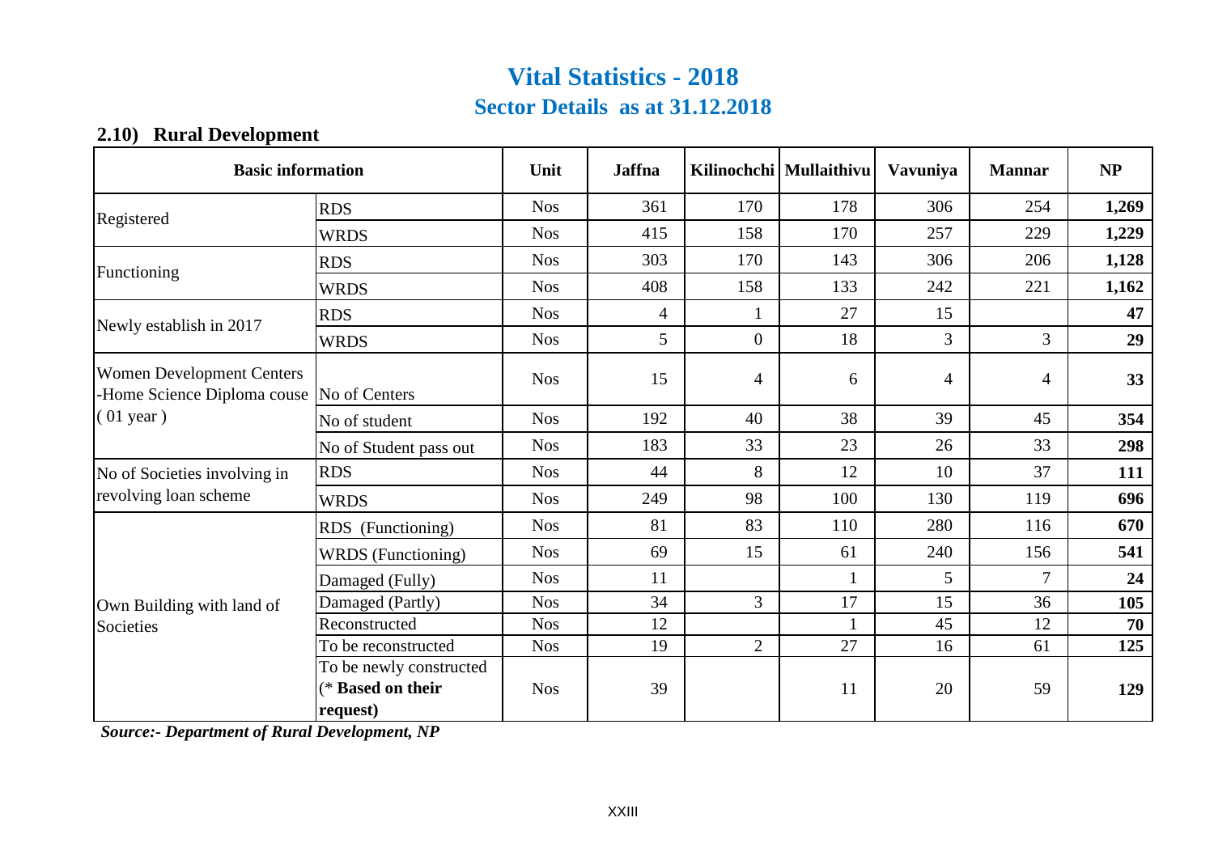# Vital Statistics - 2018

## Sector Details as at 31.12.2018

### 2.10) Rural Development

| Basic information | | Unit | Jaffna | Kilinochchi | Mullaithivu | Vavuniya | Mannar | NP |
|---|---|---|---|---|---|---|---|---|
| Registered | RDS | Nos | 361 | 170 | 178 | 306 | 254 | **1,269** |
| | WRDS | Nos | 415 | 158 | 170 | 257 | 229 | **1,229** |
| Functioning | RDS | Nos | 303 | 170 | 143 | 306 | 206 | **1,128** |
| | WRDS | Nos | 408 | 158 | 133 | 242 | 221 | **1,162** |
| Newly establish in 2017 | RDS | Nos | 4 | 1 | 27 | 15 | | **47** |
| | WRDS | Nos | 5 | 0 | 18 | 3 | 3 | **29** |
| Women Development Centers -Home Science Diploma couse ( 01 year ) | No of Centers | Nos | 15 | 4 | 6 | 4 | 4 | **33** |
| | No of student | Nos | 192 | 40 | 38 | 39 | 45 | **354** |
| | No of Student pass out | Nos | 183 | 33 | 23 | 26 | 33 | **298** |
| No of Societies involving in revolving loan scheme | RDS | Nos | 44 | 8 | 12 | 10 | 37 | **111** |
| | WRDS | Nos | 249 | 98 | 100 | 130 | 119 | **696** |
| Own Building with land of Societies | RDS (Functioning) | Nos | 81 | 83 | 110 | 280 | 116 | **670** |
| | WRDS (Functioning) | Nos | 69 | 15 | 61 | 240 | 156 | **541** |
| | Damaged (Fully) | Nos | 11 | | 1 | 5 | 7 | **24** |
| | Damaged (Partly) | Nos | 34 | 3 | 17 | 15 | 36 | **105** |
| | Reconstructed | Nos | 12 | | 1 | 45 | 12 | **70** |
| | To be reconstructed | Nos | 19 | 2 | 27 | 16 | 61 | **125** |
| | To be newly constructed (* **Based on their request)** | Nos | 39 | | 11 | 20 | 59 | **129** |

***Source:- Department of Rural Development, NP***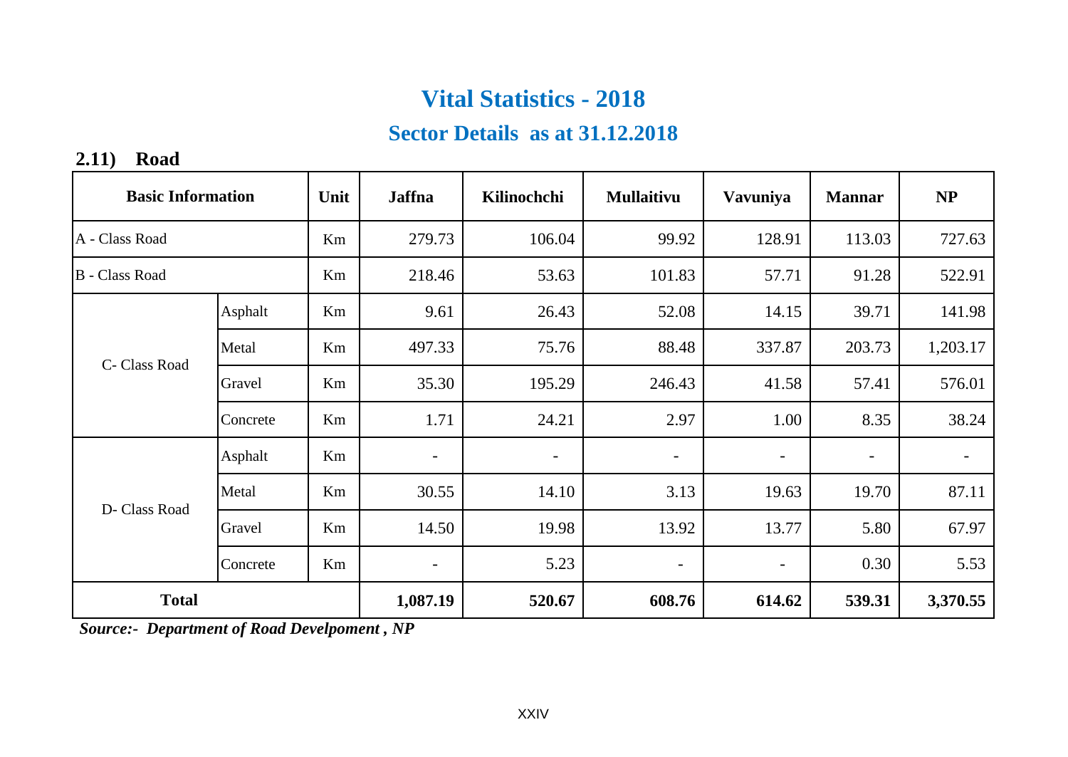# Vital Statistics - 2018

## Sector Details as at 31.12.2018

### 2.11) Road

| Basic Information | | Unit | Jaffna | Kilinochchi | Mullaitivu | Vavuniya | Mannar | NP |
|---|---|---|---|---|---|---|---|---|
| A - Class Road | | Km | 279.73 | 106.04 | 99.92 | 128.91 | 113.03 | 727.63 |
| B - Class Road | | Km | 218.46 | 53.63 | 101.83 | 57.71 | 91.28 | 522.91 |
| C- Class Road | Asphalt | Km | 9.61 | 26.43 | 52.08 | 14.15 | 39.71 | 141.98 |
| | Metal | Km | 497.33 | 75.76 | 88.48 | 337.87 | 203.73 | 1,203.17 |
| | Gravel | Km | 35.30 | 195.29 | 246.43 | 41.58 | 57.41 | 576.01 |
| | Concrete | Km | 1.71 | 24.21 | 2.97 | 1.00 | 8.35 | 38.24 |
| D- Class Road | Asphalt | Km | - | - | - | - | - | - |
| | Metal | Km | 30.55 | 14.10 | 3.13 | 19.63 | 19.70 | 87.11 |
| | Gravel | Km | 14.50 | 19.98 | 13.92 | 13.77 | 5.80 | 67.97 |
| | Concrete | Km | - | 5.23 | - | - | 0.30 | 5.53 |
| **Total** | | | **1,087.19** | **520.67** | **608.76** | **614.62** | **539.31** | **3,370.55** |

***Source:- Department of Road Develpoment , NP***